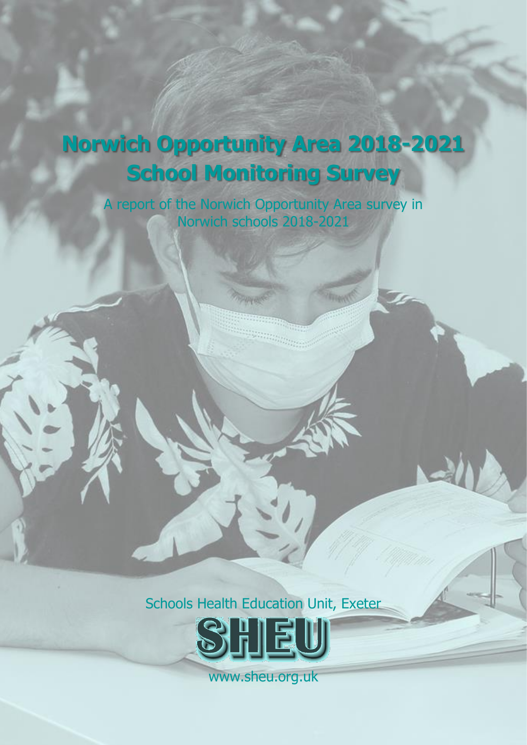# Norwich Opportunity Area 2018-2021 School Monitoring Survey

A report of the Norwich Opportunity Area survey in Norwich schools 2018-2021

Schools Health Education Unit, Exeter

SHEU

www.sheu.org.uk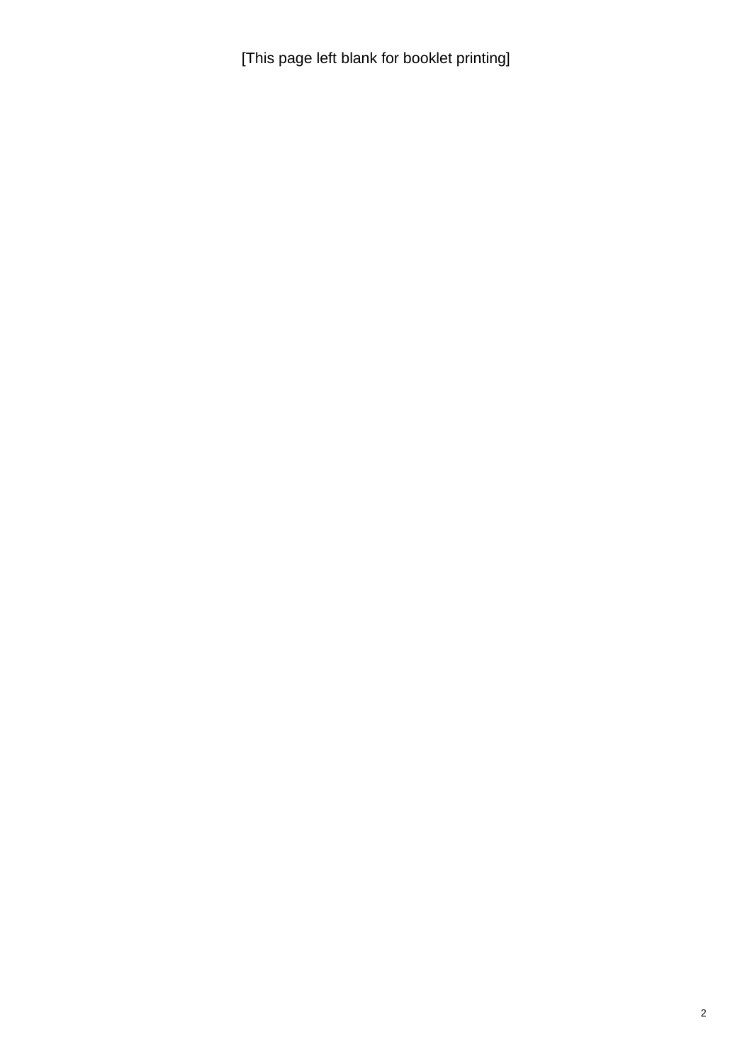[This page left blank for booklet printing]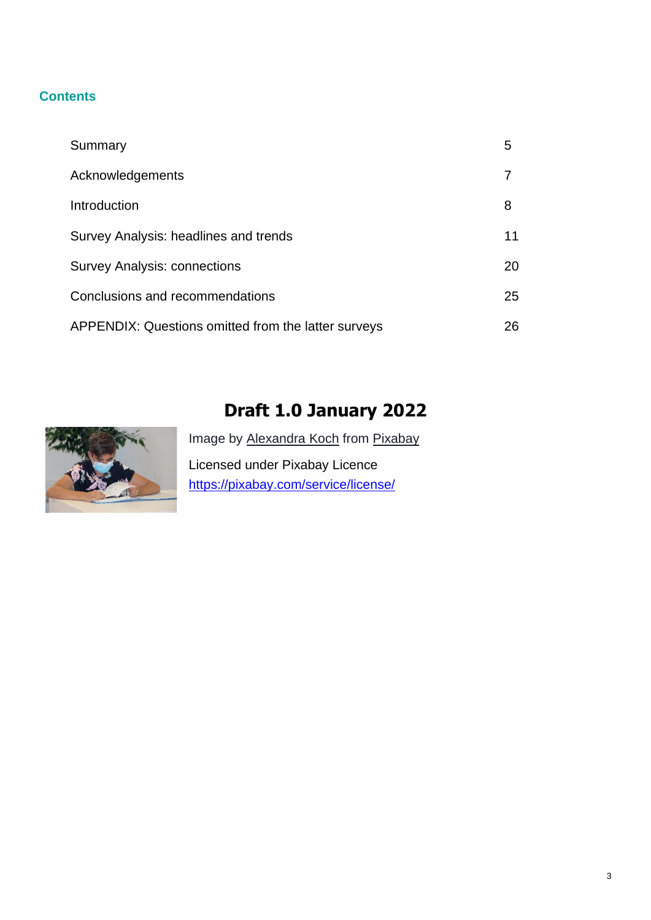## Contents

| | |
|---|---|
| Summary | 5 |
| Acknowledgements | 7 |
| Introduction | 8 |
| Survey Analysis: headlines and trends | 11 |
| Survey Analysis: connections | 20 |
| Conclusions and recommendations | 25 |
| APPENDIX: Questions omitted from the latter surveys | 26 |

# Draft 1.0 January 2022

Image by Alexandra Koch from Pixabay

Licensed under Pixabay Licence https://pixabay.com/service/license/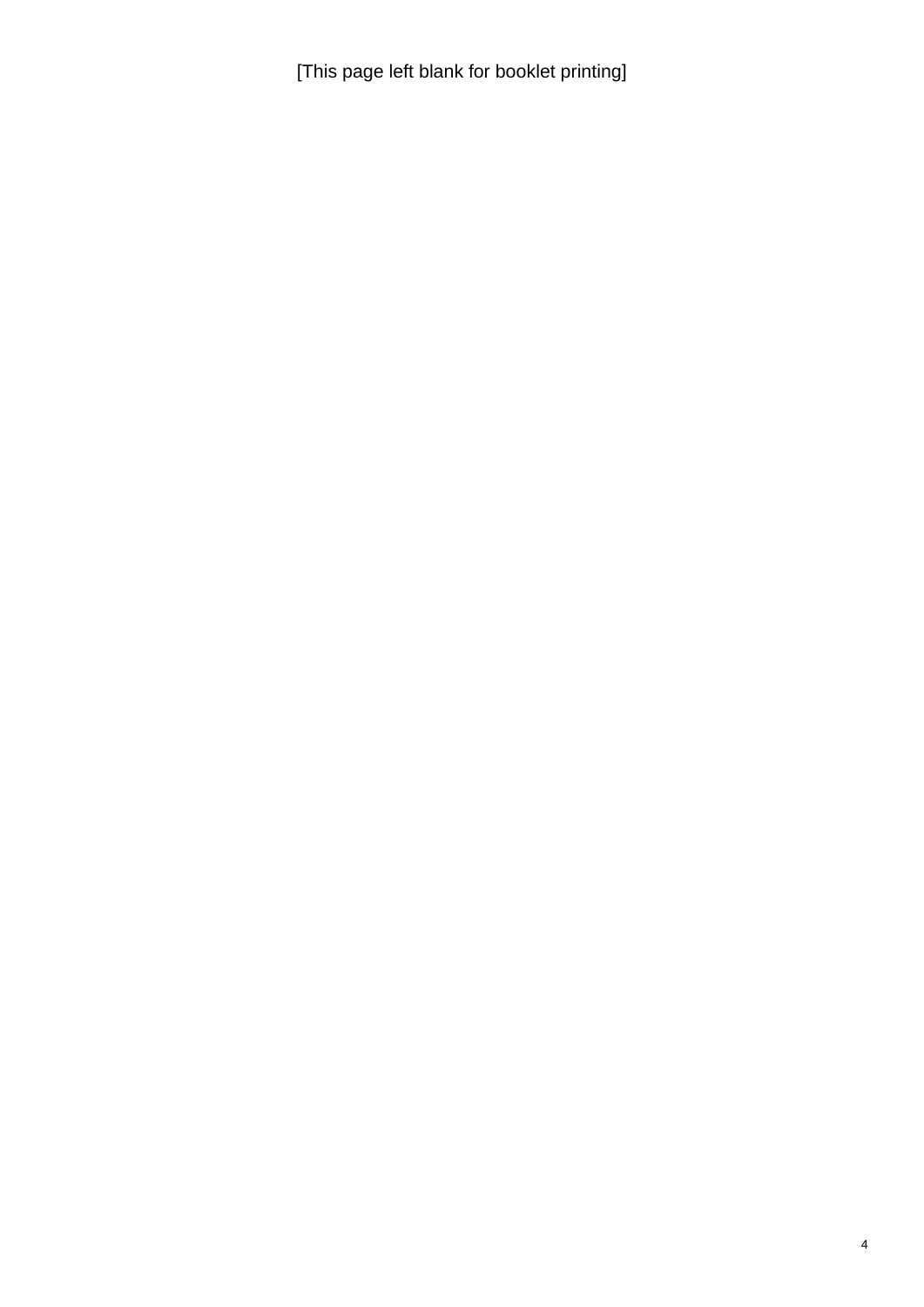[This page left blank for booklet printing]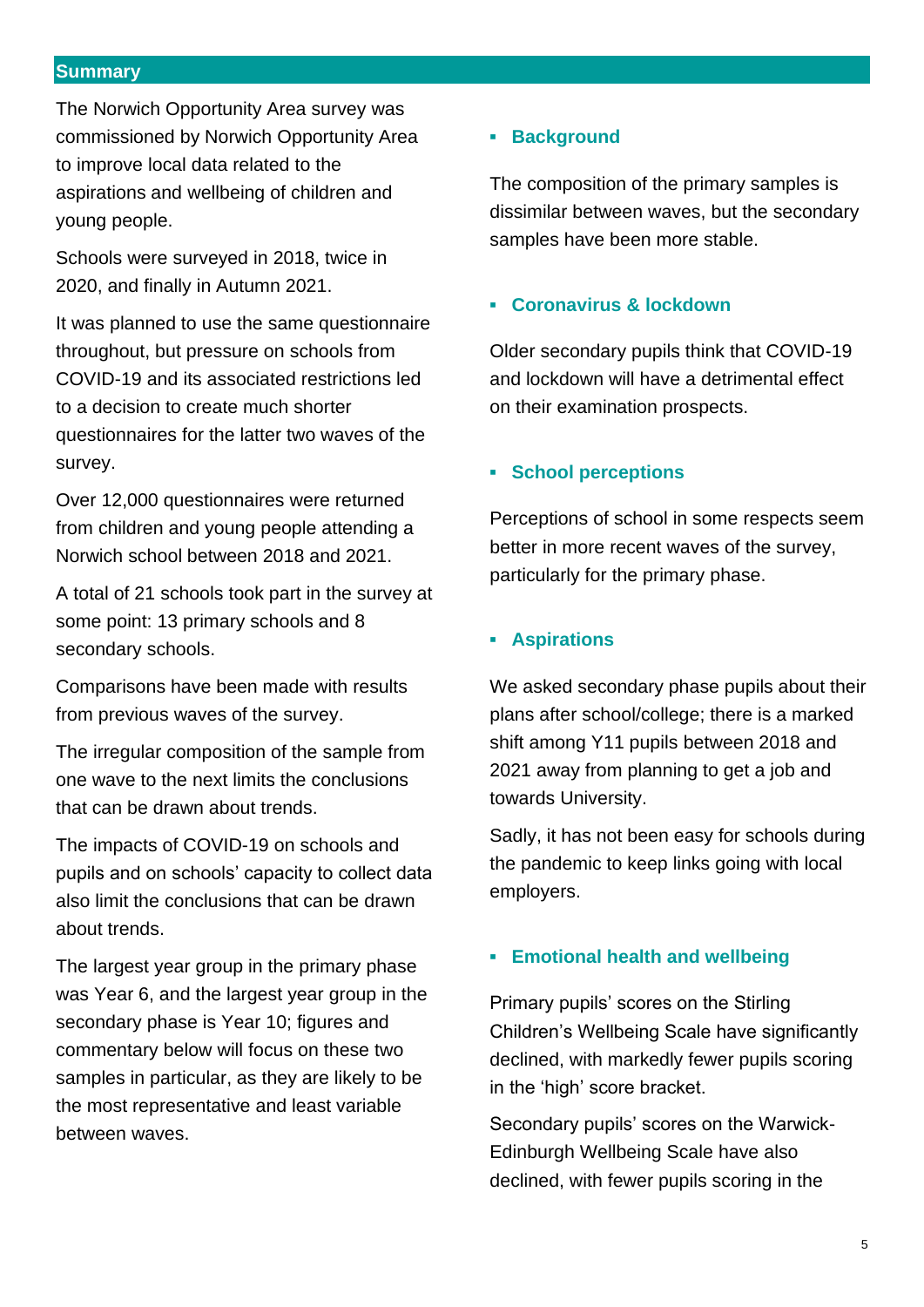## Summary

The Norwich Opportunity Area survey was commissioned by Norwich Opportunity Area to improve local data related to the aspirations and wellbeing of children and young people.

Schools were surveyed in 2018, twice in 2020, and finally in Autumn 2021.

It was planned to use the same questionnaire throughout, but pressure on schools from COVID-19 and its associated restrictions led to a decision to create much shorter questionnaires for the latter two waves of the survey.

Over 12,000 questionnaires were returned from children and young people attending a Norwich school between 2018 and 2021.

A total of 21 schools took part in the survey at some point: 13 primary schools and 8 secondary schools.

Comparisons have been made with results from previous waves of the survey.

The irregular composition of the sample from one wave to the next limits the conclusions that can be drawn about trends.

The impacts of COVID-19 on schools and pupils and on schools' capacity to collect data also limit the conclusions that can be drawn about trends.

The largest year group in the primary phase was Year 6, and the largest year group in the secondary phase is Year 10; figures and commentary below will focus on these two samples in particular, as they are likely to be the most representative and least variable between waves.

- **Background**

The composition of the primary samples is dissimilar between waves, but the secondary samples have been more stable.

- **Coronavirus & lockdown**

Older secondary pupils think that COVID-19 and lockdown will have a detrimental effect on their examination prospects.

- **School perceptions**

Perceptions of school in some respects seem better in more recent waves of the survey, particularly for the primary phase.

- **Aspirations**

We asked secondary phase pupils about their plans after school/college; there is a marked shift among Y11 pupils between 2018 and 2021 away from planning to get a job and towards University.

Sadly, it has not been easy for schools during the pandemic to keep links going with local employers.

- **Emotional health and wellbeing**

Primary pupils' scores on the Stirling Children's Wellbeing Scale have significantly declined, with markedly fewer pupils scoring in the 'high' score bracket.

Secondary pupils' scores on the Warwick-Edinburgh Wellbeing Scale have also declined, with fewer pupils scoring in the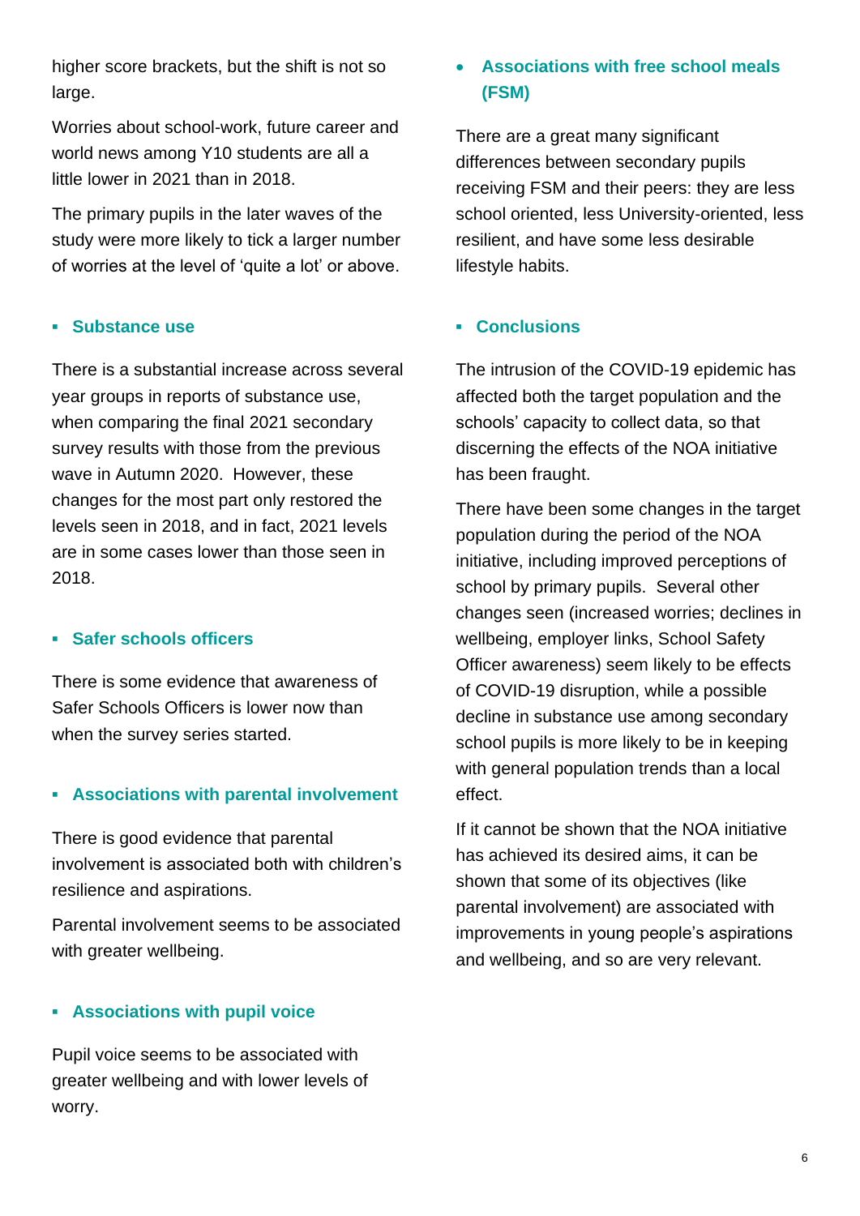higher score brackets, but the shift is not so large.

Worries about school-work, future career and world news among Y10 students are all a little lower in 2021 than in 2018.

The primary pupils in the later waves of the study were more likely to tick a larger number of worries at the level of 'quite a lot' or above.

- **Substance use**

There is a substantial increase across several year groups in reports of substance use, when comparing the final 2021 secondary survey results with those from the previous wave in Autumn 2020. However, these changes for the most part only restored the levels seen in 2018, and in fact, 2021 levels are in some cases lower than those seen in 2018.

- **Safer schools officers**

There is some evidence that awareness of Safer Schools Officers is lower now than when the survey series started.

- **Associations with parental involvement**

There is good evidence that parental involvement is associated both with children's resilience and aspirations.

Parental involvement seems to be associated with greater wellbeing.

- **Associations with pupil voice**

Pupil voice seems to be associated with greater wellbeing and with lower levels of worry.

- **Associations with free school meals (FSM)**

There are a great many significant differences between secondary pupils receiving FSM and their peers: they are less school oriented, less University-oriented, less resilient, and have some less desirable lifestyle habits.

- **Conclusions**

The intrusion of the COVID-19 epidemic has affected both the target population and the schools' capacity to collect data, so that discerning the effects of the NOA initiative has been fraught.

There have been some changes in the target population during the period of the NOA initiative, including improved perceptions of school by primary pupils. Several other changes seen (increased worries; declines in wellbeing, employer links, School Safety Officer awareness) seem likely to be effects of COVID-19 disruption, while a possible decline in substance use among secondary school pupils is more likely to be in keeping with general population trends than a local effect.

If it cannot be shown that the NOA initiative has achieved its desired aims, it can be shown that some of its objectives (like parental involvement) are associated with improvements in young people's aspirations and wellbeing, and so are very relevant.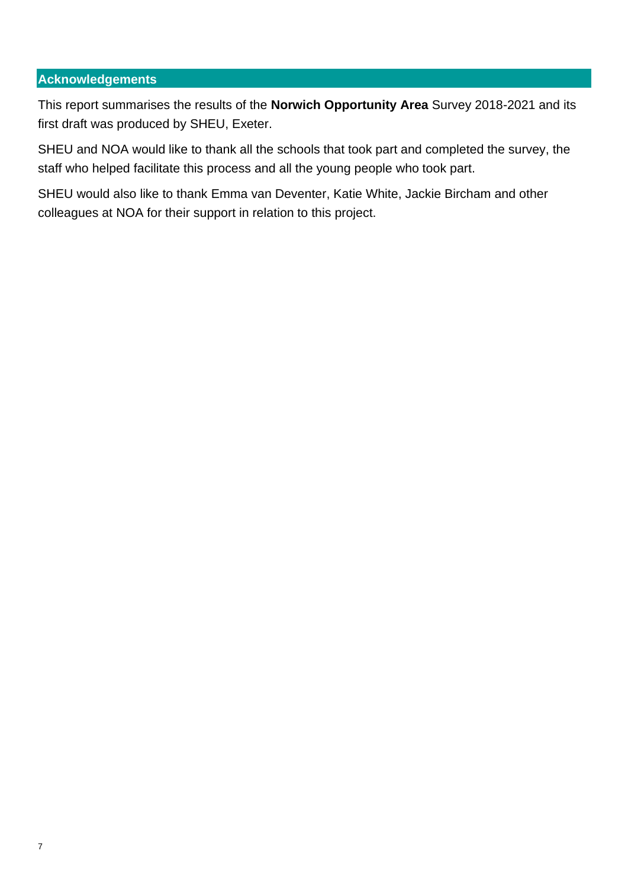## Acknowledgements

This report summarises the results of the **Norwich Opportunity Area** Survey 2018-2021 and its first draft was produced by SHEU, Exeter.

SHEU and NOA would like to thank all the schools that took part and completed the survey, the staff who helped facilitate this process and all the young people who took part.

SHEU would also like to thank Emma van Deventer, Katie White, Jackie Bircham and other colleagues at NOA for their support in relation to this project.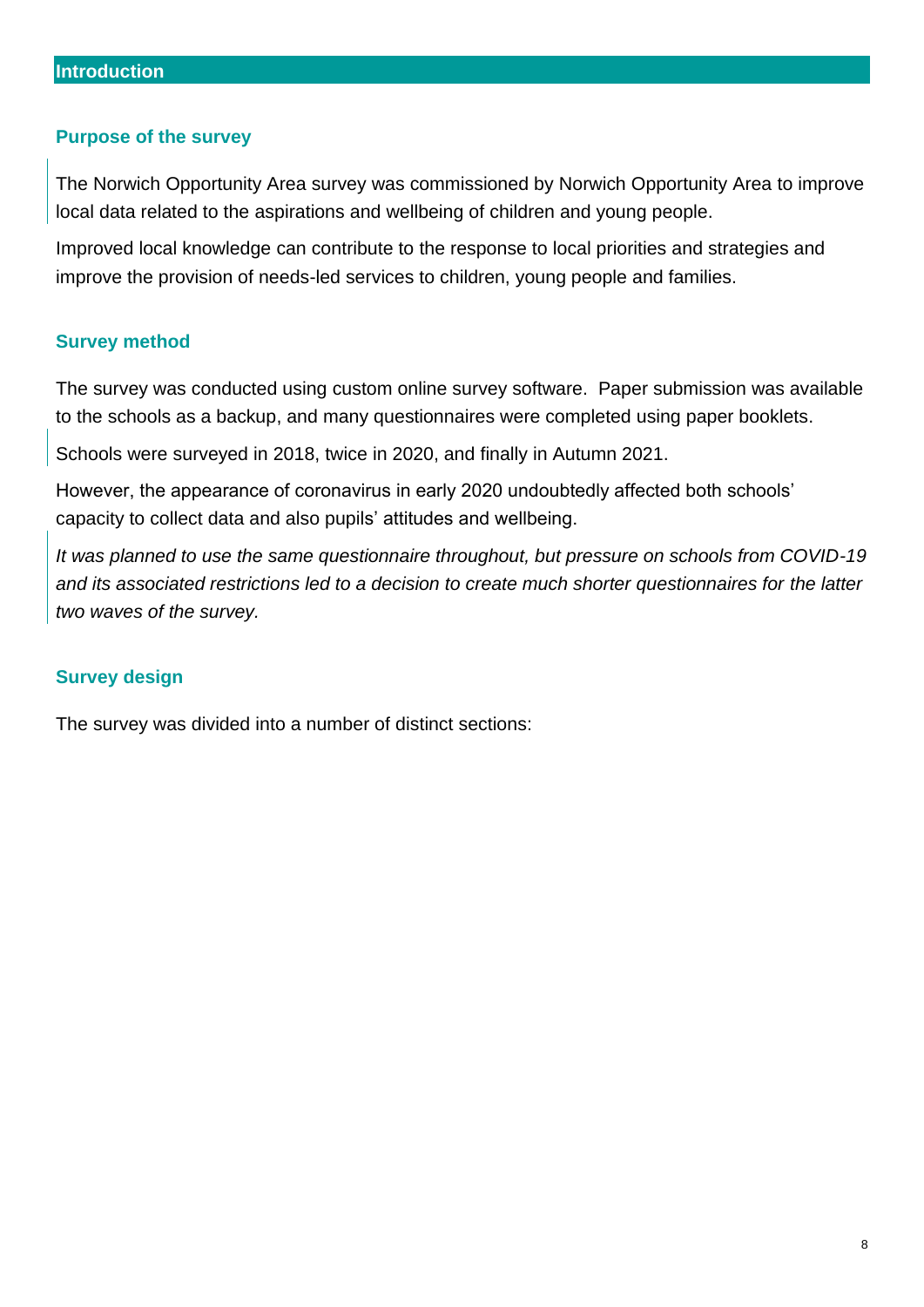## Introduction

### Purpose of the survey

The Norwich Opportunity Area survey was commissioned by Norwich Opportunity Area to improve local data related to the aspirations and wellbeing of children and young people.

Improved local knowledge can contribute to the response to local priorities and strategies and improve the provision of needs-led services to children, young people and families.

### Survey method

The survey was conducted using custom online survey software.  Paper submission was available to the schools as a backup, and many questionnaires were completed using paper booklets.

Schools were surveyed in 2018, twice in 2020, and finally in Autumn 2021.

However, the appearance of coronavirus in early 2020 undoubtedly affected both schools' capacity to collect data and also pupils' attitudes and wellbeing.

*It was planned to use the same questionnaire throughout, but pressure on schools from COVID-19 and its associated restrictions led to a decision to create much shorter questionnaires for the latter two waves of the survey.*

### Survey design

The survey was divided into a number of distinct sections: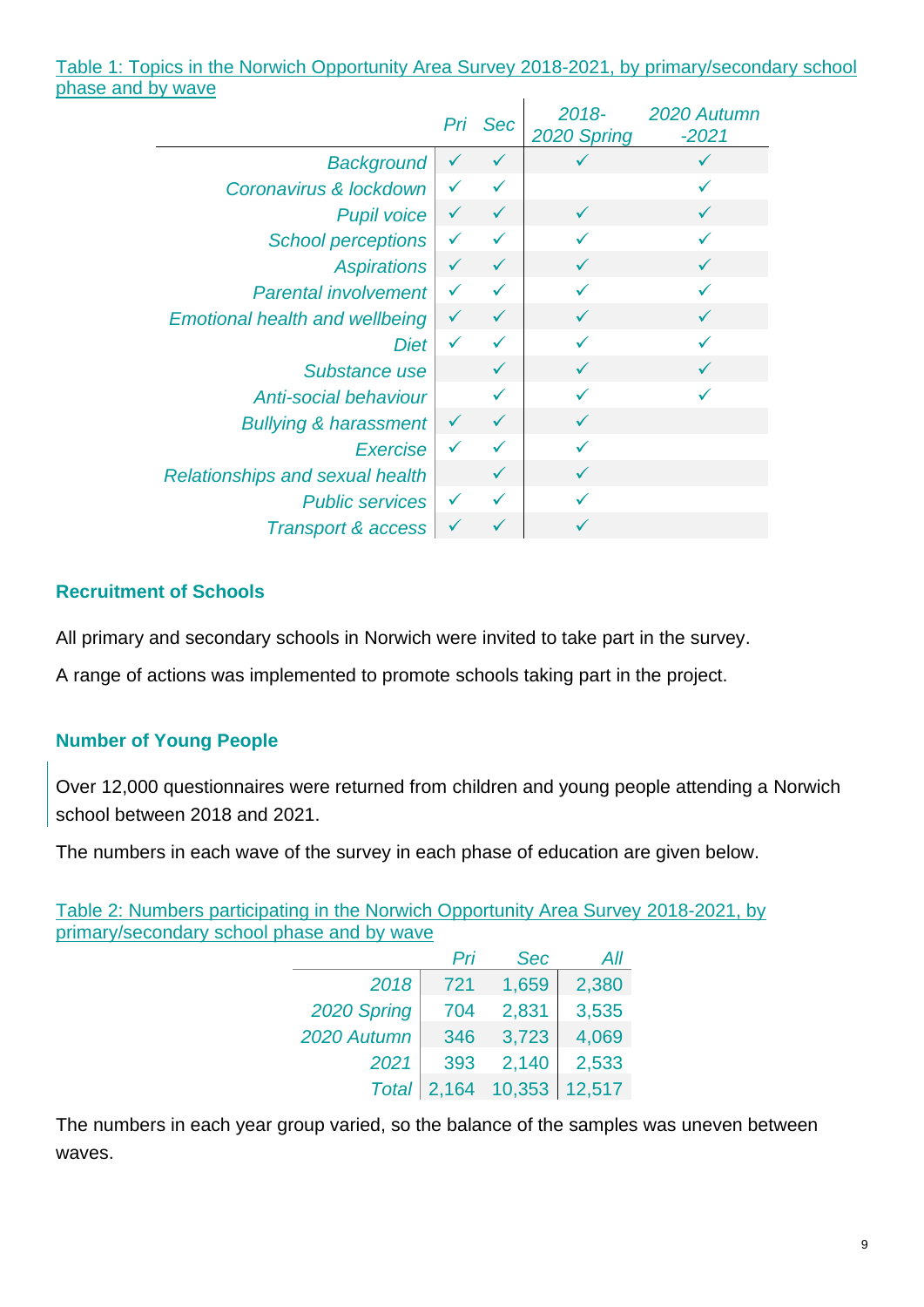Table 1: Topics in the Norwich Opportunity Area Survey 2018-2021, by primary/secondary school phase and by wave

| | Pri | Sec | 2018-2020 Spring | 2020 Autumn -2021 |
|---|---|---|---|---|
| Background | ✓ | ✓ | ✓ | ✓ |
| Coronavirus & lockdown | ✓ | ✓ | | ✓ |
| Pupil voice | ✓ | ✓ | ✓ | ✓ |
| School perceptions | ✓ | ✓ | ✓ | ✓ |
| Aspirations | ✓ | ✓ | ✓ | ✓ |
| Parental involvement | ✓ | ✓ | ✓ | ✓ |
| Emotional health and wellbeing | ✓ | ✓ | ✓ | ✓ |
| Diet | ✓ | ✓ | ✓ | ✓ |
| Substance use | | ✓ | ✓ | ✓ |
| Anti-social behaviour | | ✓ | ✓ | ✓ |
| Bullying & harassment | ✓ | ✓ | ✓ | |
| Exercise | ✓ | ✓ | ✓ | |
| Relationships and sexual health | | ✓ | ✓ | |
| Public services | ✓ | ✓ | ✓ | |
| Transport & access | ✓ | ✓ | ✓ | |

### Recruitment of Schools

All primary and secondary schools in Norwich were invited to take part in the survey.

A range of actions was implemented to promote schools taking part in the project.

### Number of Young People

Over 12,000 questionnaires were returned from children and young people attending a Norwich school between 2018 and 2021.

The numbers in each wave of the survey in each phase of education are given below.

Table 2: Numbers participating in the Norwich Opportunity Area Survey 2018-2021, by primary/secondary school phase and by wave

| | Pri | Sec | All |
|---|---|---|---|
| 2018 | 721 | 1,659 | 2,380 |
| 2020 Spring | 704 | 2,831 | 3,535 |
| 2020 Autumn | 346 | 3,723 | 4,069 |
| 2021 | 393 | 2,140 | 2,533 |
| Total | 2,164 | 10,353 | 12,517 |

The numbers in each year group varied, so the balance of the samples was uneven between waves.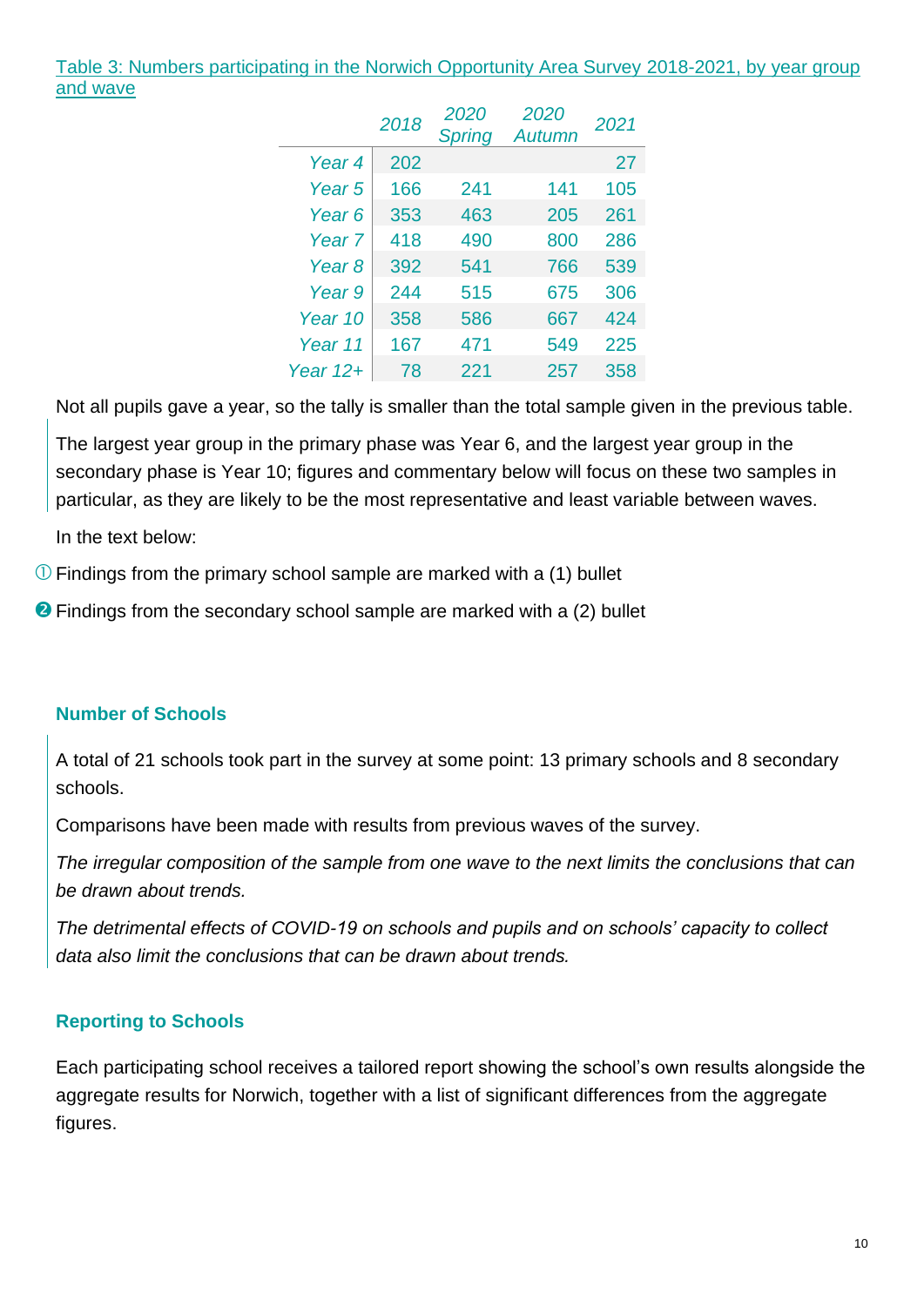Table 3: Numbers participating in the Norwich Opportunity Area Survey 2018-2021, by year group and wave

| | 2018 | 2020 Spring | 2020 Autumn | 2021 |
|---|---|---|---|---|
| Year 4 | 202 | | | 27 |
| Year 5 | 166 | 241 | 141 | 105 |
| Year 6 | 353 | 463 | 205 | 261 |
| Year 7 | 418 | 490 | 800 | 286 |
| Year 8 | 392 | 541 | 766 | 539 |
| Year 9 | 244 | 515 | 675 | 306 |
| Year 10 | 358 | 586 | 667 | 424 |
| Year 11 | 167 | 471 | 549 | 225 |
| Year 12+ | 78 | 221 | 257 | 358 |

Not all pupils gave a year, so the tally is smaller than the total sample given in the previous table.

The largest year group in the primary phase was Year 6, and the largest year group in the secondary phase is Year 10; figures and commentary below will focus on these two samples in particular, as they are likely to be the most representative and least variable between waves.

In the text below:

① Findings from the primary school sample are marked with a (1) bullet

❷ Findings from the secondary school sample are marked with a (2) bullet

### Number of Schools

A total of 21 schools took part in the survey at some point: 13 primary schools and 8 secondary schools.

Comparisons have been made with results from previous waves of the survey.

*The irregular composition of the sample from one wave to the next limits the conclusions that can be drawn about trends.*

*The detrimental effects of COVID-19 on schools and pupils and on schools' capacity to collect data also limit the conclusions that can be drawn about trends.*

### Reporting to Schools

Each participating school receives a tailored report showing the school's own results alongside the aggregate results for Norwich, together with a list of significant differences from the aggregate figures.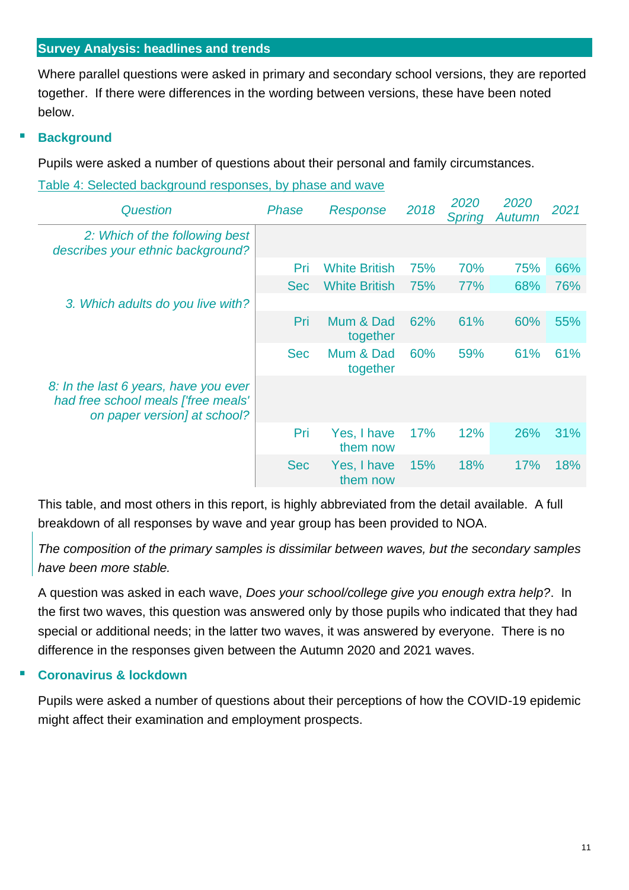## Survey Analysis: headlines and trends

Where parallel questions were asked in primary and secondary school versions, they are reported together. If there were differences in the wording between versions, these have been noted below.

### Background

Pupils were asked a number of questions about their personal and family circumstances.

Table 4: Selected background responses, by phase and wave

| *Question* | *Phase* | *Response* | *2018* | *2020 Spring* | *2020 Autumn* | *2021* |
|---|---|---|---|---|---|---|
| *2: Which of the following best describes your ethnic background?* | | | | | | |
| | Pri | White British | 75% | 70% | 75% | 66% |
| | Sec | White British | 75% | 77% | 68% | 76% |
| *3. Which adults do you live with?* | | | | | | |
| | Pri | Mum & Dad together | 62% | 61% | 60% | 55% |
| | Sec | Mum & Dad together | 60% | 59% | 61% | 61% |
| *8: In the last 6 years, have you ever had free school meals ['free meals' on paper version] at school?* | | | | | | |
| | Pri | Yes, I have them now | 17% | 12% | 26% | 31% |
| | Sec | Yes, I have them now | 15% | 18% | 17% | 18% |

This table, and most others in this report, is highly abbreviated from the detail available. A full breakdown of all responses by wave and year group has been provided to NOA.

*The composition of the primary samples is dissimilar between waves, but the secondary samples have been more stable.*

A question was asked in each wave, *Does your school/college give you enough extra help?*. In the first two waves, this question was answered only by those pupils who indicated that they had special or additional needs; in the latter two waves, it was answered by everyone. There is no difference in the responses given between the Autumn 2020 and 2021 waves.

### Coronavirus & lockdown

Pupils were asked a number of questions about their perceptions of how the COVID-19 epidemic might affect their examination and employment prospects.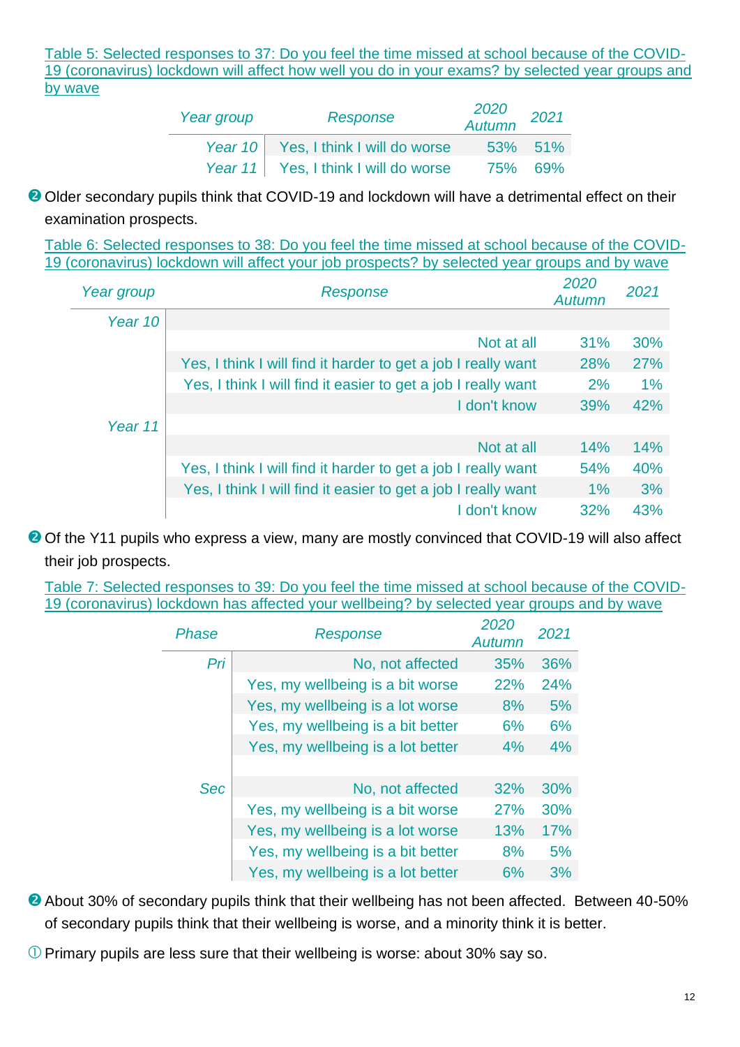Table 5: Selected responses to 37: Do you feel the time missed at school because of the COVID-19 (coronavirus) lockdown will affect how well you do in your exams? by selected year groups and by wave

| Year group | Response | 2020 Autumn | 2021 |
|---|---|---|---|
| Year 10 | Yes, I think I will do worse | 53% | 51% |
| Year 11 | Yes, I think I will do worse | 75% | 69% |

❷ Older secondary pupils think that COVID-19 and lockdown will have a detrimental effect on their examination prospects.

Table 6: Selected responses to 38: Do you feel the time missed at school because of the COVID-19 (coronavirus) lockdown will affect your job prospects? by selected year groups and by wave

| Year group | Response | 2020 Autumn | 2021 |
|---|---|---|---|
| Year 10 | | | |
| | Not at all | 31% | 30% |
| | Yes, I think I will find it harder to get a job I really want | 28% | 27% |
| | Yes, I think I will find it easier to get a job I really want | 2% | 1% |
| | I don't know | 39% | 42% |
| Year 11 | | | |
| | Not at all | 14% | 14% |
| | Yes, I think I will find it harder to get a job I really want | 54% | 40% |
| | Yes, I think I will find it easier to get a job I really want | 1% | 3% |
| | I don't know | 32% | 43% |

❷ Of the Y11 pupils who express a view, many are mostly convinced that COVID-19 will also affect their job prospects.

Table 7: Selected responses to 39: Do you feel the time missed at school because of the COVID-19 (coronavirus) lockdown has affected your wellbeing? by selected year groups and by wave

| Phase | Response | 2020 Autumn | 2021 |
|---|---|---|---|
| Pri | No, not affected | 35% | 36% |
| | Yes, my wellbeing is a bit worse | 22% | 24% |
| | Yes, my wellbeing is a lot worse | 8% | 5% |
| | Yes, my wellbeing is a bit better | 6% | 6% |
| | Yes, my wellbeing is a lot better | 4% | 4% |
| | | | |
| Sec | No, not affected | 32% | 30% |
| | Yes, my wellbeing is a bit worse | 27% | 30% |
| | Yes, my wellbeing is a lot worse | 13% | 17% |
| | Yes, my wellbeing is a bit better | 8% | 5% |
| | Yes, my wellbeing is a lot better | 6% | 3% |

❷ About 30% of secondary pupils think that their wellbeing has not been affected. Between 40-50% of secondary pupils think that their wellbeing is worse, and a minority think it is better.

① Primary pupils are less sure that their wellbeing is worse: about 30% say so.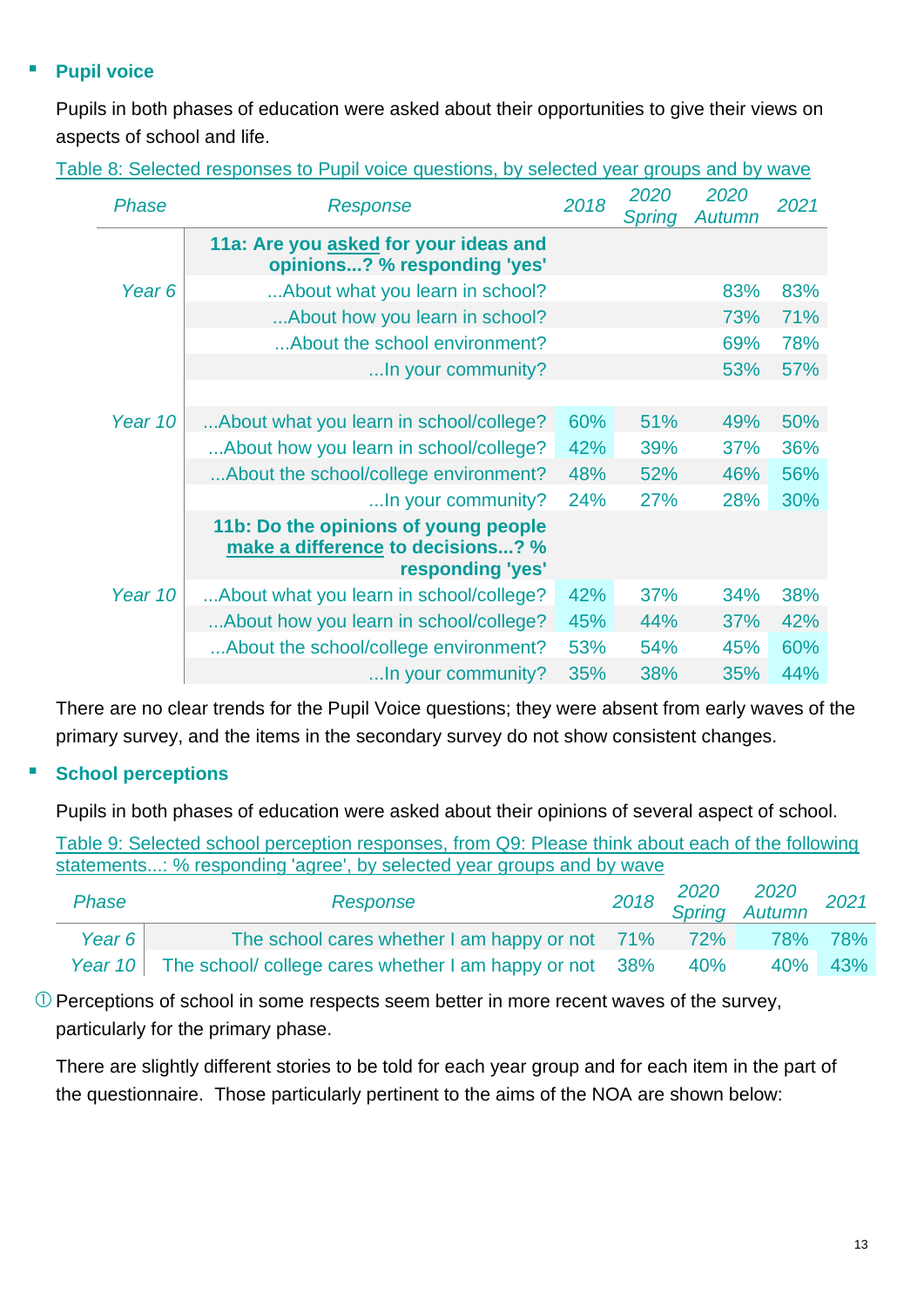- **Pupil voice**

Pupils in both phases of education were asked about their opportunities to give their views on aspects of school and life.

Table 8: Selected responses to Pupil voice questions, by selected year groups and by wave

| *Phase* | *Response* | *2018* | *2020 Spring* | *2020 Autumn* | *2021* |
|---|---|---|---|---|---|
| | **11a: Are you asked for your ideas and opinions...? % responding 'yes'** | | | | |
| *Year 6* | ...About what you learn in school? | | | 83% | 83% |
| | ...About how you learn in school? | | | 73% | 71% |
| | ...About the school environment? | | | 69% | 78% |
| | ...In your community? | | | 53% | 57% |
| *Year 10* | ...About what you learn in school/college? | 60% | 51% | 49% | 50% |
| | ...About how you learn in school/college? | 42% | 39% | 37% | 36% |
| | ...About the school/college environment? | 48% | 52% | 46% | 56% |
| | ...In your community? | 24% | 27% | 28% | 30% |
| | **11b: Do the opinions of young people make a difference to decisions...? % responding 'yes'** | | | | |
| *Year 10* | ...About what you learn in school/college? | 42% | 37% | 34% | 38% |
| | ...About how you learn in school/college? | 45% | 44% | 37% | 42% |
| | ...About the school/college environment? | 53% | 54% | 45% | 60% |
| | ...In your community? | 35% | 38% | 35% | 44% |

There are no clear trends for the Pupil Voice questions; they were absent from early waves of the primary survey, and the items in the secondary survey do not show consistent changes.

- **School perceptions**

Pupils in both phases of education were asked about their opinions of several aspect of school.

Table 9: Selected school perception responses, from Q9: Please think about each of the following statements...: % responding 'agree', by selected year groups and by wave

| *Phase* | *Response* | *2018* | *2020 Spring* | *2020 Autumn* | *2021* |
|---|---|---|---|---|---|
| *Year 6* | The school cares whether I am happy or not | 71% | 72% | 78% | 78% |
| *Year 10* | The school/ college cares whether I am happy or not | 38% | 40% | 40% | 43% |

ⓘ Perceptions of school in some respects seem better in more recent waves of the survey, particularly for the primary phase.

There are slightly different stories to be told for each year group and for each item in the part of the questionnaire. Those particularly pertinent to the aims of the NOA are shown below: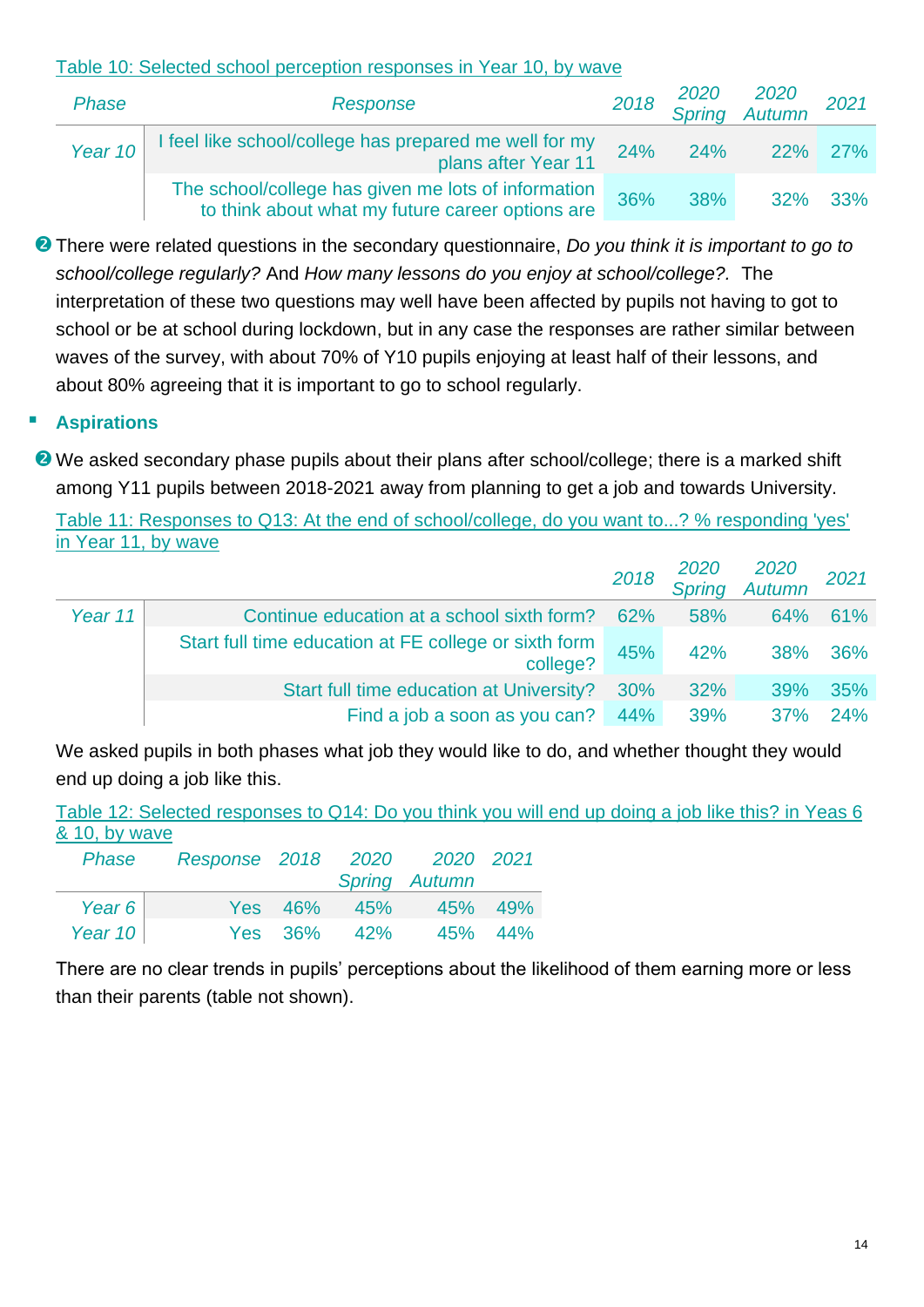Table 10: Selected school perception responses in Year 10, by wave

| Phase | Response | 2018 | 2020 Spring | 2020 Autumn | 2021 |
|---|---|---|---|---|---|
| Year 10 | I feel like school/college has prepared me well for my plans after Year 11 | 24% | 24% | 22% | 27% |
| | The school/college has given me lots of information to think about what my future career options are | 36% | 38% | 32% | 33% |

❷ There were related questions in the secondary questionnaire, *Do you think it is important to go to school/college regularly?* And *How many lessons do you enjoy at school/college?*. The interpretation of these two questions may well have been affected by pupils not having to got to school or be at school during lockdown, but in any case the responses are rather similar between waves of the survey, with about 70% of Y10 pupils enjoying at least half of their lessons, and about 80% agreeing that it is important to go to school regularly.

- **Aspirations**

❷ We asked secondary phase pupils about their plans after school/college; there is a marked shift among Y11 pupils between 2018-2021 away from planning to get a job and towards University.

Table 11: Responses to Q13: At the end of school/college, do you want to...? % responding 'yes' in Year 11, by wave

| | | 2018 | 2020 Spring | 2020 Autumn | 2021 |
|---|---|---|---|---|---|
| Year 11 | Continue education at a school sixth form? | 62% | 58% | 64% | 61% |
| | Start full time education at FE college or sixth form college? | 45% | 42% | 38% | 36% |
| | Start full time education at University? | 30% | 32% | 39% | 35% |
| | Find a job a soon as you can? | 44% | 39% | 37% | 24% |

We asked pupils in both phases what job they would like to do, and whether thought they would end up doing a job like this.

Table 12: Selected responses to Q14: Do you think you will end up doing a job like this? in Yeas 6 & 10, by wave

| Phase | Response | 2018 | 2020 Spring | 2020 Autumn | 2021 |
|---|---|---|---|---|---|
| Year 6 | Yes | 46% | 45% | 45% | 49% |
| Year 10 | Yes | 36% | 42% | 45% | 44% |

There are no clear trends in pupils' perceptions about the likelihood of them earning more or less than their parents (table not shown).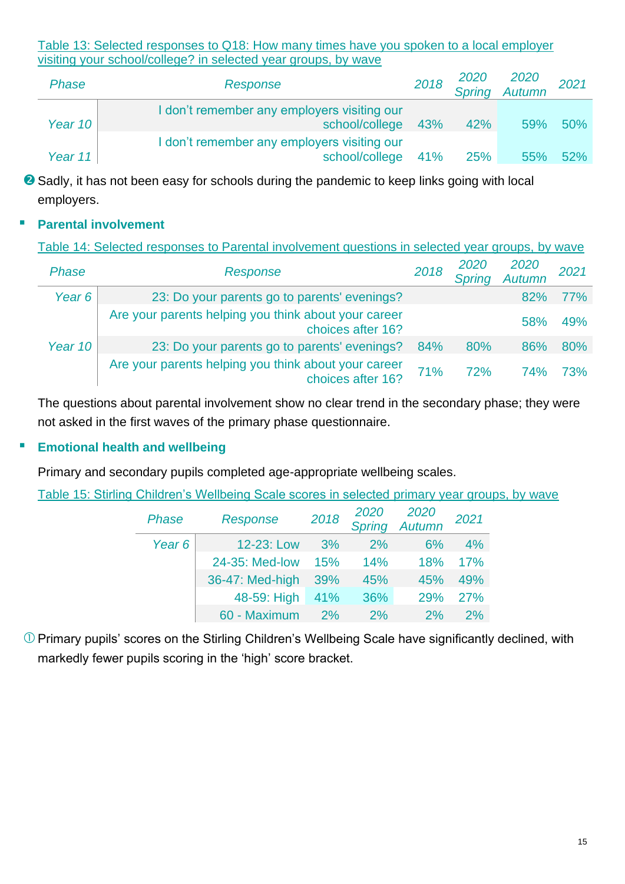Table 13: Selected responses to Q18: How many times have you spoken to a local employer visiting your school/college? in selected year groups, by wave

| Phase | Response | 2018 | 2020 Spring | 2020 Autumn | 2021 |
|---|---|---|---|---|---|
| Year 10 | I don't remember any employers visiting our school/college | 43% | 42% | 59% | 50% |
| Year 11 | I don't remember any employers visiting our school/college | 41% | 25% | 55% | 52% |

❷ Sadly, it has not been easy for schools during the pandemic to keep links going with local employers.

- **Parental involvement**

Table 14: Selected responses to Parental involvement questions in selected year groups, by wave

| Phase | Response | 2018 | 2020 Spring | 2020 Autumn | 2021 |
|---|---|---|---|---|---|
| Year 6 | 23: Do your parents go to parents' evenings? | | | 82% | 77% |
| | Are your parents helping you think about your career choices after 16? | | | 58% | 49% |
| Year 10 | 23: Do your parents go to parents' evenings? | 84% | 80% | 86% | 80% |
| | Are your parents helping you think about your career choices after 16? | 71% | 72% | 74% | 73% |

The questions about parental involvement show no clear trend in the secondary phase; they were not asked in the first waves of the primary phase questionnaire.

- **Emotional health and wellbeing**

Primary and secondary pupils completed age-appropriate wellbeing scales.

Table 15: Stirling Children's Wellbeing Scale scores in selected primary year groups, by wave

| Phase | Response | 2018 | 2020 Spring | 2020 Autumn | 2021 |
|---|---|---|---|---|---|
| Year 6 | 12-23: Low | 3% | 2% | 6% | 4% |
| | 24-35: Med-low | 15% | 14% | 18% | 17% |
| | 36-47: Med-high | 39% | 45% | 45% | 49% |
| | 48-59: High | 41% | 36% | 29% | 27% |
| | 60 - Maximum | 2% | 2% | 2% | 2% |

① Primary pupils' scores on the Stirling Children's Wellbeing Scale have significantly declined, with markedly fewer pupils scoring in the 'high' score bracket.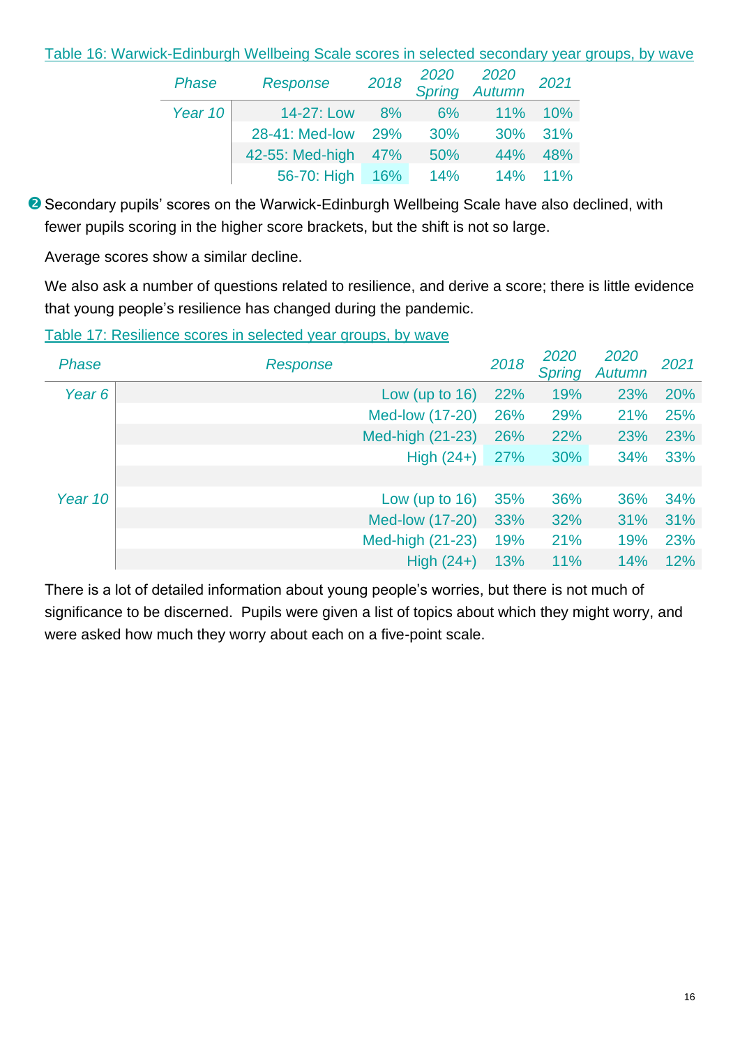Table 16: Warwick-Edinburgh Wellbeing Scale scores in selected secondary year groups, by wave

| Phase | Response | 2018 | 2020 Spring | 2020 Autumn | 2021 |
|---|---|---|---|---|---|
| Year 10 | 14-27: Low | 8% | 6% | 11% | 10% |
| | 28-41: Med-low | 29% | 30% | 30% | 31% |
| | 42-55: Med-high | 47% | 50% | 44% | 48% |
| | 56-70: High | 16% | 14% | 14% | 11% |

❷ Secondary pupils' scores on the Warwick-Edinburgh Wellbeing Scale have also declined, with fewer pupils scoring in the higher score brackets, but the shift is not so large.

Average scores show a similar decline.

We also ask a number of questions related to resilience, and derive a score; there is little evidence that young people's resilience has changed during the pandemic.

Table 17: Resilience scores in selected year groups, by wave

| Phase | Response | 2018 | 2020 Spring | 2020 Autumn | 2021 |
|---|---|---|---|---|---|
| Year 6 | Low (up to 16) | 22% | 19% | 23% | 20% |
| | Med-low (17-20) | 26% | 29% | 21% | 25% |
| | Med-high (21-23) | 26% | 22% | 23% | 23% |
| | High (24+) | 27% | 30% | 34% | 33% |
| | | | | | |
| Year 10 | Low (up to 16) | 35% | 36% | 36% | 34% |
| | Med-low (17-20) | 33% | 32% | 31% | 31% |
| | Med-high (21-23) | 19% | 21% | 19% | 23% |
| | High (24+) | 13% | 11% | 14% | 12% |

There is a lot of detailed information about young people's worries, but there is not much of significance to be discerned. Pupils were given a list of topics about which they might worry, and were asked how much they worry about each on a five-point scale.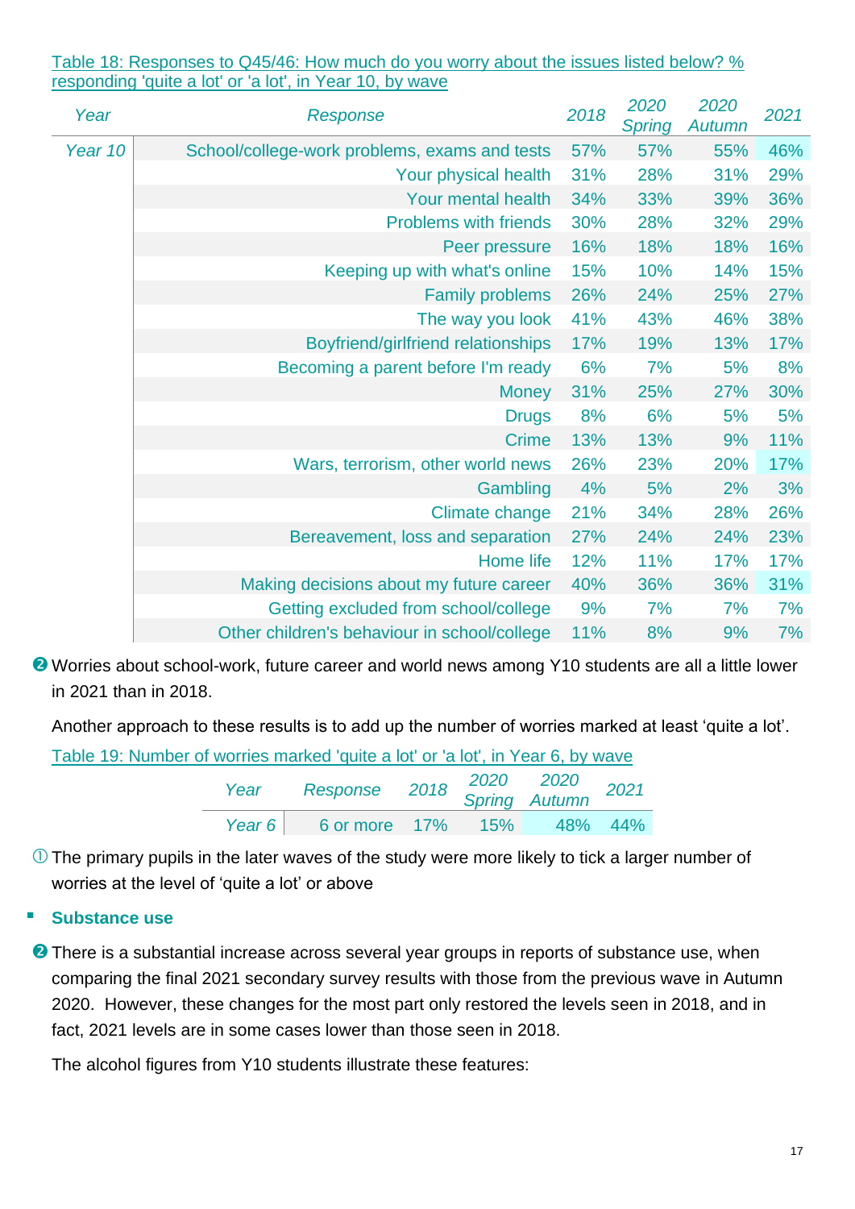Table 18: Responses to Q45/46: How much do you worry about the issues listed below? % responding 'quite a lot' or 'a lot', in Year 10, by wave

| Year | Response | 2018 | 2020 Spring | 2020 Autumn | 2021 |
|---|---|---|---|---|---|
| Year 10 | School/college-work problems, exams and tests | 57% | 57% | 55% | 46% |
| | Your physical health | 31% | 28% | 31% | 29% |
| | Your mental health | 34% | 33% | 39% | 36% |
| | Problems with friends | 30% | 28% | 32% | 29% |
| | Peer pressure | 16% | 18% | 18% | 16% |
| | Keeping up with what's online | 15% | 10% | 14% | 15% |
| | Family problems | 26% | 24% | 25% | 27% |
| | The way you look | 41% | 43% | 46% | 38% |
| | Boyfriend/girlfriend relationships | 17% | 19% | 13% | 17% |
| | Becoming a parent before I'm ready | 6% | 7% | 5% | 8% |
| | Money | 31% | 25% | 27% | 30% |
| | Drugs | 8% | 6% | 5% | 5% |
| | Crime | 13% | 13% | 9% | 11% |
| | Wars, terrorism, other world news | 26% | 23% | 20% | 17% |
| | Gambling | 4% | 5% | 2% | 3% |
| | Climate change | 21% | 34% | 28% | 26% |
| | Bereavement, loss and separation | 27% | 24% | 24% | 23% |
| | Home life | 12% | 11% | 17% | 17% |
| | Making decisions about my future career | 40% | 36% | 36% | 31% |
| | Getting excluded from school/college | 9% | 7% | 7% | 7% |
| | Other children's behaviour in school/college | 11% | 8% | 9% | 7% |

❷ Worries about school-work, future career and world news among Y10 students are all a little lower in 2021 than in 2018.

Another approach to these results is to add up the number of worries marked at least 'quite a lot'.

Table 19: Number of worries marked 'quite a lot' or 'a lot', in Year 6, by wave

| Year | Response | 2018 | 2020 Spring | 2020 Autumn | 2021 |
|---|---|---|---|---|---|
| Year 6 | 6 or more | 17% | 15% | 48% | 44% |

① The primary pupils in the later waves of the study were more likely to tick a larger number of worries at the level of 'quite a lot' or above

- **Substance use**

❷ There is a substantial increase across several year groups in reports of substance use, when comparing the final 2021 secondary survey results with those from the previous wave in Autumn 2020. However, these changes for the most part only restored the levels seen in 2018, and in fact, 2021 levels are in some cases lower than those seen in 2018.

The alcohol figures from Y10 students illustrate these features: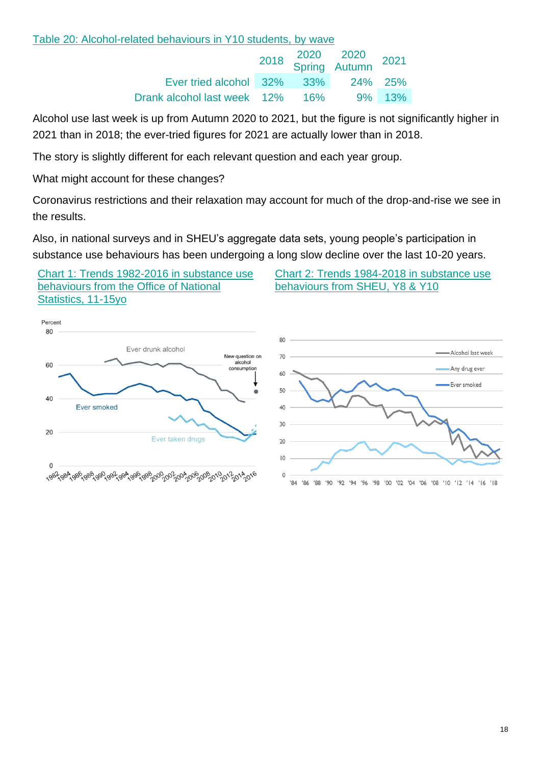Table 20: Alcohol-related behaviours in Y10 students, by wave

| | 2018 | 2020 Spring | 2020 Autumn | 2021 |
|---|---|---|---|---|
| Ever tried alcohol | 32% | 33% | 24% | 25% |
| Drank alcohol last week | 12% | 16% | 9% | 13% |

Alcohol use last week is up from Autumn 2020 to 2021, but the figure is not significantly higher in 2021 than in 2018; the ever-tried figures for 2021 are actually lower than in 2018.

The story is slightly different for each relevant question and each year group.

What might account for these changes?

Coronavirus restrictions and their relaxation may account for much of the drop-and-rise we see in the results.

Also, in national surveys and in SHEU's aggregate data sets, young people's participation in substance use behaviours has been undergoing a long slow decline over the last 10-20 years.

Chart 1: Trends 1982-2016 in substance use behaviours from the Office of National Statistics, 11-15yo

Chart 2: Trends 1984-2018 in substance use behaviours from SHEU, Y8 & Y10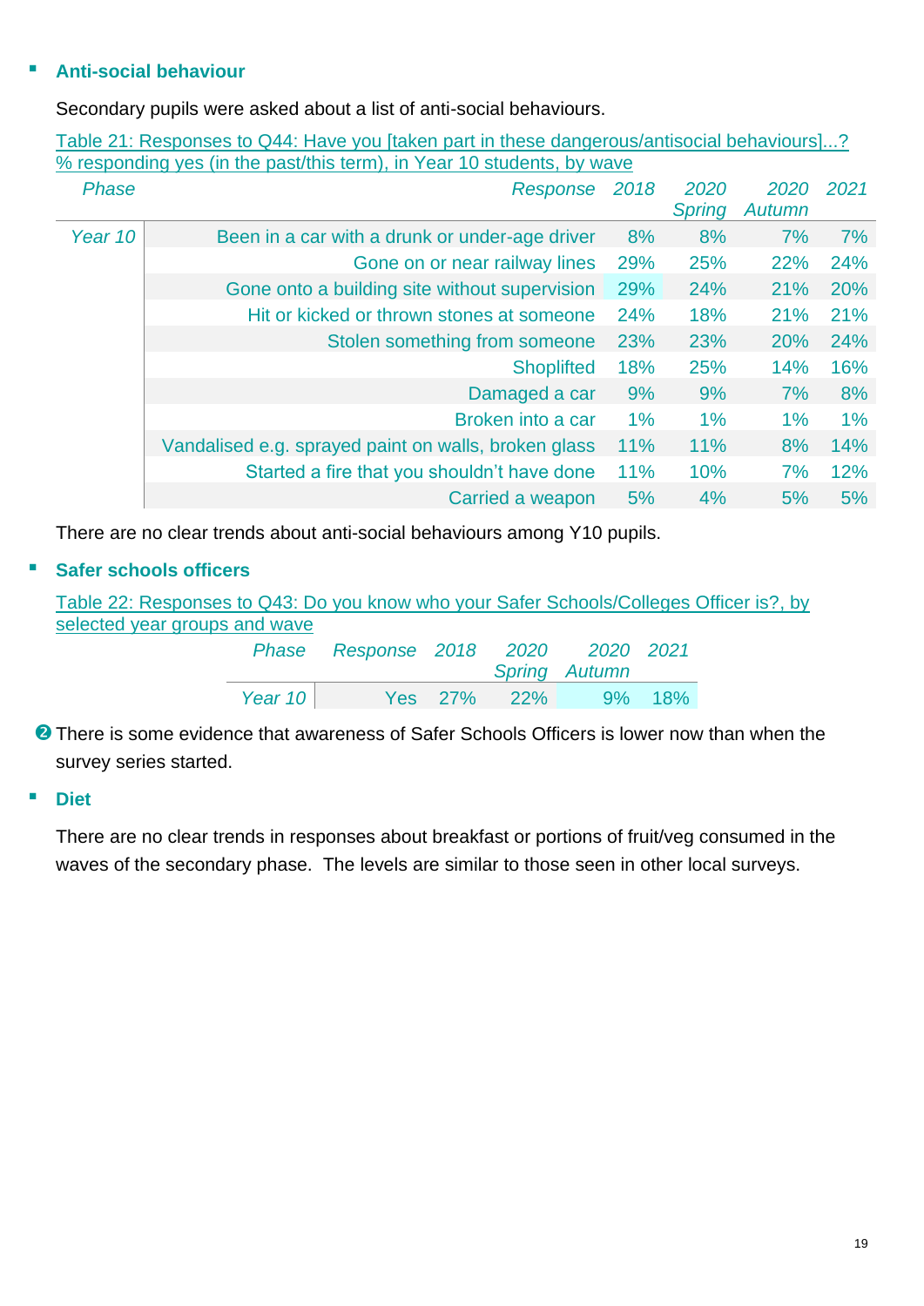- **Anti-social behaviour**

Secondary pupils were asked about a list of anti-social behaviours.

Table 21: Responses to Q44: Have you [taken part in these dangerous/antisocial behaviours]...? % responding yes (in the past/this term), in Year 10 students, by wave

| *Phase* | *Response* | *2018* | *2020 Spring* | *2020 Autumn* | *2021* |
|---|---|---|---|---|---|
| *Year 10* | Been in a car with a drunk or under-age driver | 8% | 8% | 7% | 7% |
| | Gone on or near railway lines | 29% | 25% | 22% | 24% |
| | Gone onto a building site without supervision | 29% | 24% | 21% | 20% |
| | Hit or kicked or thrown stones at someone | 24% | 18% | 21% | 21% |
| | Stolen something from someone | 23% | 23% | 20% | 24% |
| | Shoplifted | 18% | 25% | 14% | 16% |
| | Damaged a car | 9% | 9% | 7% | 8% |
| | Broken into a car | 1% | 1% | 1% | 1% |
| | Vandalised e.g. sprayed paint on walls, broken glass | 11% | 11% | 8% | 14% |
| | Started a fire that you shouldn't have done | 11% | 10% | 7% | 12% |
| | Carried a weapon | 5% | 4% | 5% | 5% |

There are no clear trends about anti-social behaviours among Y10 pupils.

- **Safer schools officers**

Table 22: Responses to Q43: Do you know who your Safer Schools/Colleges Officer is?, by selected year groups and wave

| *Phase* | *Response* | *2018* | *2020 Spring* | *2020 Autumn* | *2021* |
|---|---|---|---|---|---|
| *Year 10* | Yes | 27% | 22% | 9% | 18% |

❷ There is some evidence that awareness of Safer Schools Officers is lower now than when the survey series started.

- **Diet**

There are no clear trends in responses about breakfast or portions of fruit/veg consumed in the waves of the secondary phase. The levels are similar to those seen in other local surveys.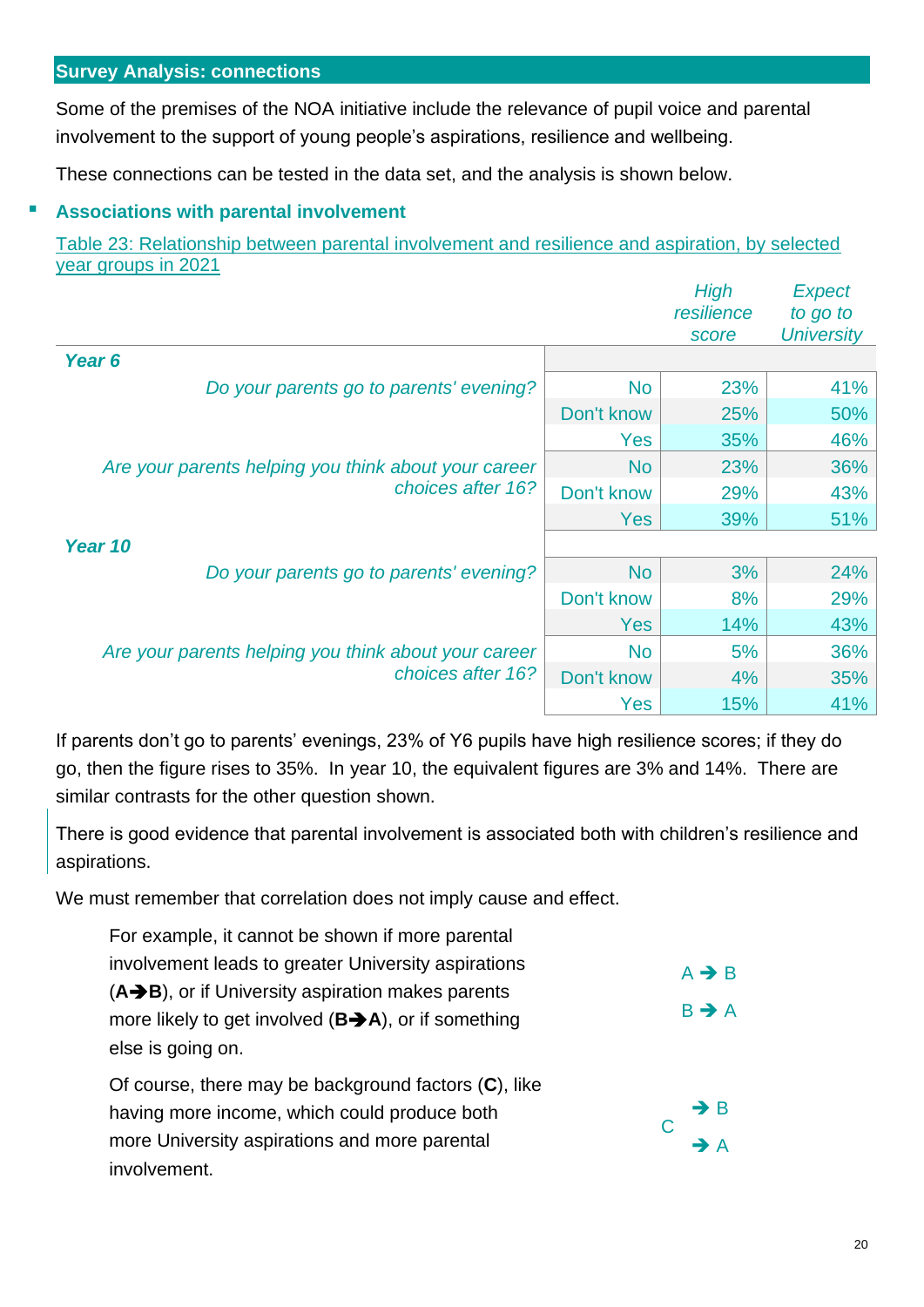## Survey Analysis: connections

Some of the premises of the NOA initiative include the relevance of pupil voice and parental involvement to the support of young people's aspirations, resilience and wellbeing.

These connections can be tested in the data set, and the analysis is shown below.

### Associations with parental involvement

Table 23: Relationship between parental involvement and resilience and aspiration, by selected year groups in 2021

| | | *High resilience score* | *Expect to go to University* |
|---|---|---|---|
| ***Year 6*** | | | |
| *Do your parents go to parents' evening?* | No | 23% | 41% |
| | Don't know | 25% | 50% |
| | Yes | 35% | 46% |
| *Are your parents helping you think about your career choices after 16?* | No | 23% | 36% |
| | Don't know | 29% | 43% |
| | Yes | 39% | 51% |
| ***Year 10*** | | | |
| *Do your parents go to parents' evening?* | No | 3% | 24% |
| | Don't know | 8% | 29% |
| | Yes | 14% | 43% |
| *Are your parents helping you think about your career choices after 16?* | No | 5% | 36% |
| | Don't know | 4% | 35% |
| | Yes | 15% | 41% |

If parents don't go to parents' evenings, 23% of Y6 pupils have high resilience scores; if they do go, then the figure rises to 35%. In year 10, the equivalent figures are 3% and 14%. There are similar contrasts for the other question shown.

There is good evidence that parental involvement is associated both with children's resilience and aspirations.

We must remember that correlation does not imply cause and effect.

For example, it cannot be shown if more parental involvement leads to greater University aspirations (**A➔B**), or if University aspiration makes parents more likely to get involved (**B➔A**), or if something else is going on.

A ➔ B

B ➔ A

Of course, there may be background factors (**C**), like having more income, which could produce both more University aspirations and more parental involvement.

C ➔ B

C ➔ A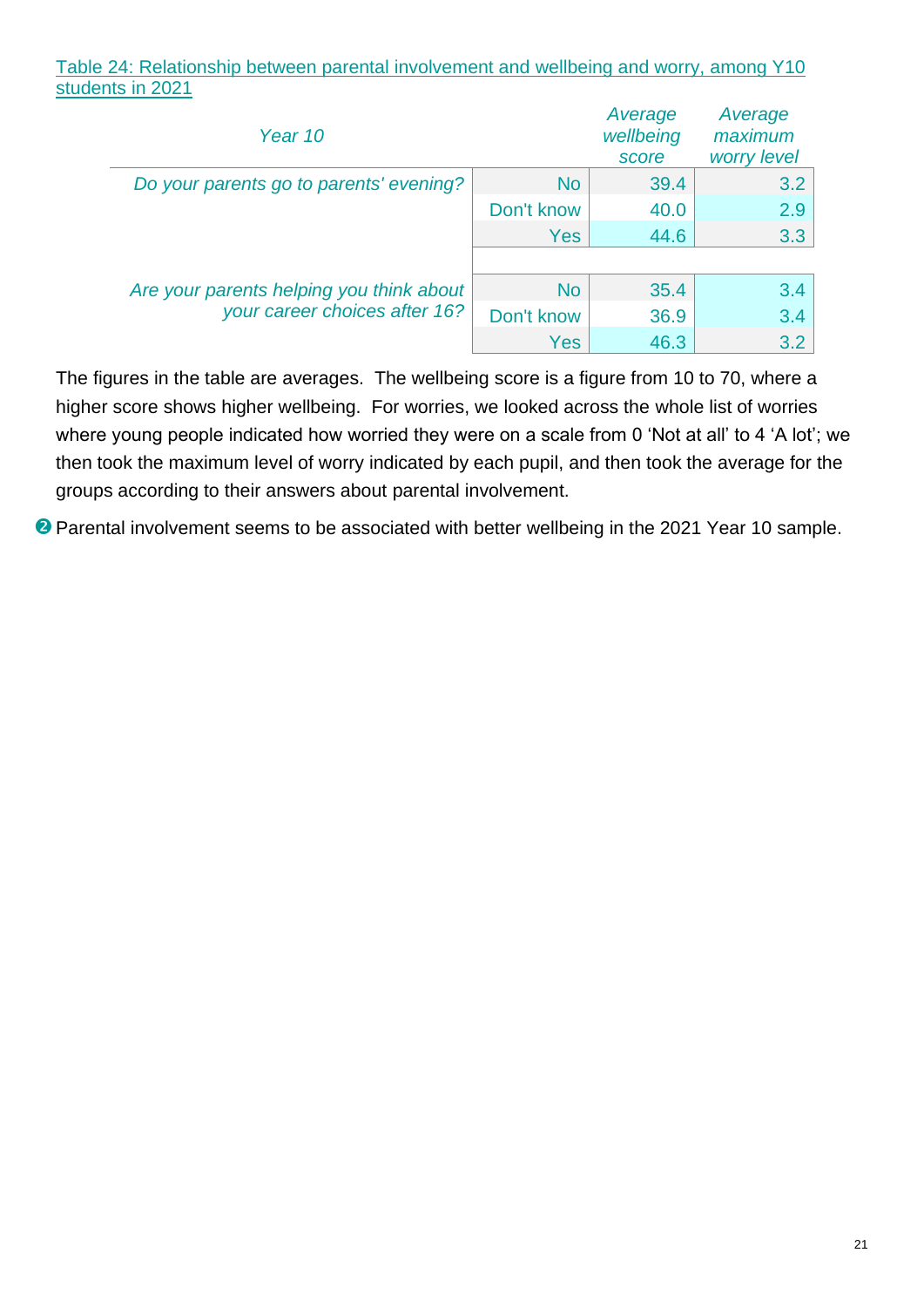Table 24: Relationship between parental involvement and wellbeing and worry, among Y10 students in 2021

| *Year 10* | | *Average wellbeing score* | *Average maximum worry level* |
|---|---|---|---|
| *Do your parents go to parents' evening?* | No | 39.4 | 3.2 |
| | Don't know | 40.0 | 2.9 |
| | Yes | 44.6 | 3.3 |
| *Are your parents helping you think about your career choices after 16?* | No | 35.4 | 3.4 |
| | Don't know | 36.9 | 3.4 |
| | Yes | 46.3 | 3.2 |

The figures in the table are averages. The wellbeing score is a figure from 10 to 70, where a higher score shows higher wellbeing. For worries, we looked across the whole list of worries where young people indicated how worried they were on a scale from 0 'Not at all' to 4 'A lot'; we then took the maximum level of worry indicated by each pupil, and then took the average for the groups according to their answers about parental involvement.

❷ Parental involvement seems to be associated with better wellbeing in the 2021 Year 10 sample.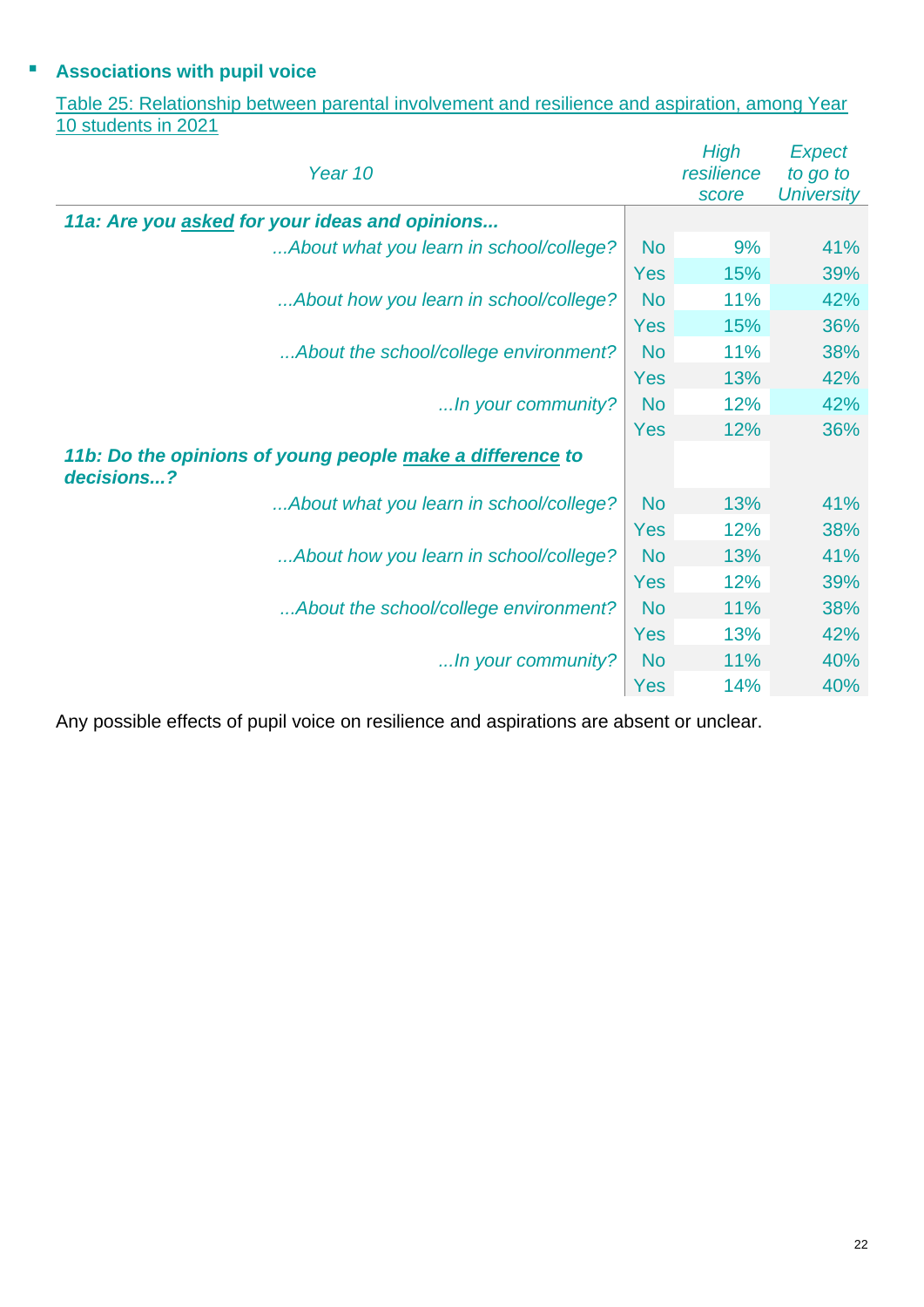- **Associations with pupil voice**

Table 25: Relationship between parental involvement and resilience and aspiration, among Year 10 students in 2021

| *Year 10* | | *High resilience score* | *Expect to go to University* |
|---|---|---|---|
| ***11a: Are you asked for your ideas and opinions...*** | | | |
| *...About what you learn in school/college?* | No | 9% | 41% |
| | Yes | 15% | 39% |
| *...About how you learn in school/college?* | No | 11% | 42% |
| | Yes | 15% | 36% |
| *...About the school/college environment?* | No | 11% | 38% |
| | Yes | 13% | 42% |
| *...In your community?* | No | 12% | 42% |
| | Yes | 12% | 36% |
| ***11b: Do the opinions of young people make a difference to decisions...?*** | | | |
| *...About what you learn in school/college?* | No | 13% | 41% |
| | Yes | 12% | 38% |
| *...About how you learn in school/college?* | No | 13% | 41% |
| | Yes | 12% | 39% |
| *...About the school/college environment?* | No | 11% | 38% |
| | Yes | 13% | 42% |
| *...In your community?* | No | 11% | 40% |
| | Yes | 14% | 40% |

Any possible effects of pupil voice on resilience and aspirations are absent or unclear.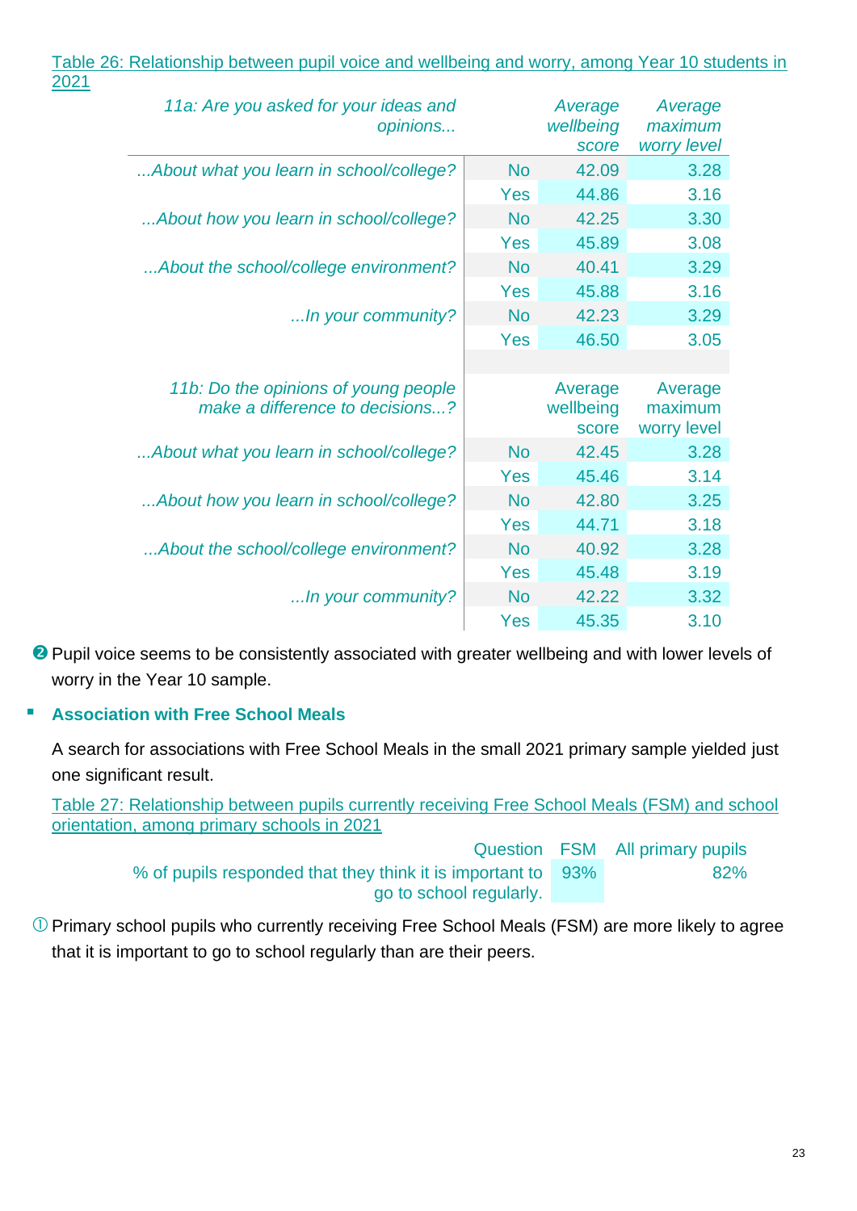Table 26: Relationship between pupil voice and wellbeing and worry, among Year 10 students in 2021

| *11a: Are you asked for your ideas and opinions...* | | *Average wellbeing score* | *Average maximum worry level* |
|---|---|---|---|
| *...About what you learn in school/college?* | No | 42.09 | 3.28 |
| | Yes | 44.86 | 3.16 |
| *...About how you learn in school/college?* | No | 42.25 | 3.30 |
| | Yes | 45.89 | 3.08 |
| *...About the school/college environment?* | No | 40.41 | 3.29 |
| | Yes | 45.88 | 3.16 |
| *...In your community?* | No | 42.23 | 3.29 |
| | Yes | 46.50 | 3.05 |
| | | | |
| *11b: Do the opinions of young people make a difference to decisions...?* | | Average wellbeing score | Average maximum worry level |
| *...About what you learn in school/college?* | No | 42.45 | 3.28 |
| | Yes | 45.46 | 3.14 |
| *...About how you learn in school/college?* | No | 42.80 | 3.25 |
| | Yes | 44.71 | 3.18 |
| *...About the school/college environment?* | No | 40.92 | 3.28 |
| | Yes | 45.48 | 3.19 |
| *...In your community?* | No | 42.22 | 3.32 |
| | Yes | 45.35 | 3.10 |

❷ Pupil voice seems to be consistently associated with greater wellbeing and with lower levels of worry in the Year 10 sample.

- **Association with Free School Meals**

A search for associations with Free School Meals in the small 2021 primary sample yielded just one significant result.

Table 27: Relationship between pupils currently receiving Free School Meals (FSM) and school orientation, among primary schools in 2021

| Question | FSM | All primary pupils |
|---|---|---|
| % of pupils responded that they think it is important to go to school regularly. | 93% | 82% |

① Primary school pupils who currently receiving Free School Meals (FSM) are more likely to agree that it is important to go to school regularly than are their peers.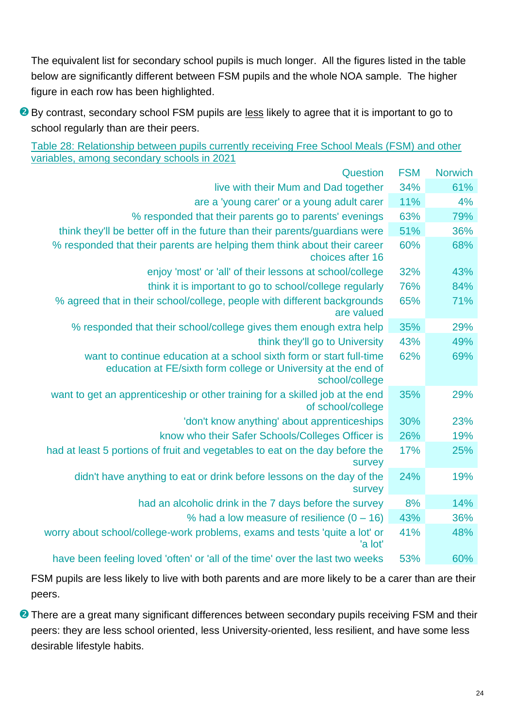The equivalent list for secondary school pupils is much longer. All the figures listed in the table below are significantly different between FSM pupils and the whole NOA sample. The higher figure in each row has been highlighted.

❷ By contrast, secondary school FSM pupils are less likely to agree that it is important to go to school regularly than are their peers.

Table 28: Relationship between pupils currently receiving Free School Meals (FSM) and other variables, among secondary schools in 2021

| Question | FSM | Norwich |
|---|---|---|
| live with their Mum and Dad together | 34% | 61% |
| are a 'young carer' or a young adult carer | 11% | 4% |
| % responded that their parents go to parents' evenings | 63% | 79% |
| think they'll be better off in the future than their parents/guardians were | 51% | 36% |
| % responded that their parents are helping them think about their career choices after 16 | 60% | 68% |
| enjoy 'most' or 'all' of their lessons at school/college | 32% | 43% |
| think it is important to go to school/college regularly | 76% | 84% |
| % agreed that in their school/college, people with different backgrounds are valued | 65% | 71% |
| % responded that their school/college gives them enough extra help | 35% | 29% |
| think they'll go to University | 43% | 49% |
| want to continue education at a school sixth form or start full-time education at FE/sixth form college or University at the end of school/college | 62% | 69% |
| want to get an apprenticeship or other training for a skilled job at the end of school/college | 35% | 29% |
| 'don't know anything' about apprenticeships | 30% | 23% |
| know who their Safer Schools/Colleges Officer is | 26% | 19% |
| had at least 5 portions of fruit and vegetables to eat on the day before the survey | 17% | 25% |
| didn't have anything to eat or drink before lessons on the day of the survey | 24% | 19% |
| had an alcoholic drink in the 7 days before the survey | 8% | 14% |
| % had a low measure of resilience (0 – 16) | 43% | 36% |
| worry about school/college-work problems, exams and tests 'quite a lot' or 'a lot' | 41% | 48% |
| have been feeling loved 'often' or 'all of the time' over the last two weeks | 53% | 60% |

FSM pupils are less likely to live with both parents and are more likely to be a carer than are their peers.

❷ There are a great many significant differences between secondary pupils receiving FSM and their peers: they are less school oriented, less University-oriented, less resilient, and have some less desirable lifestyle habits.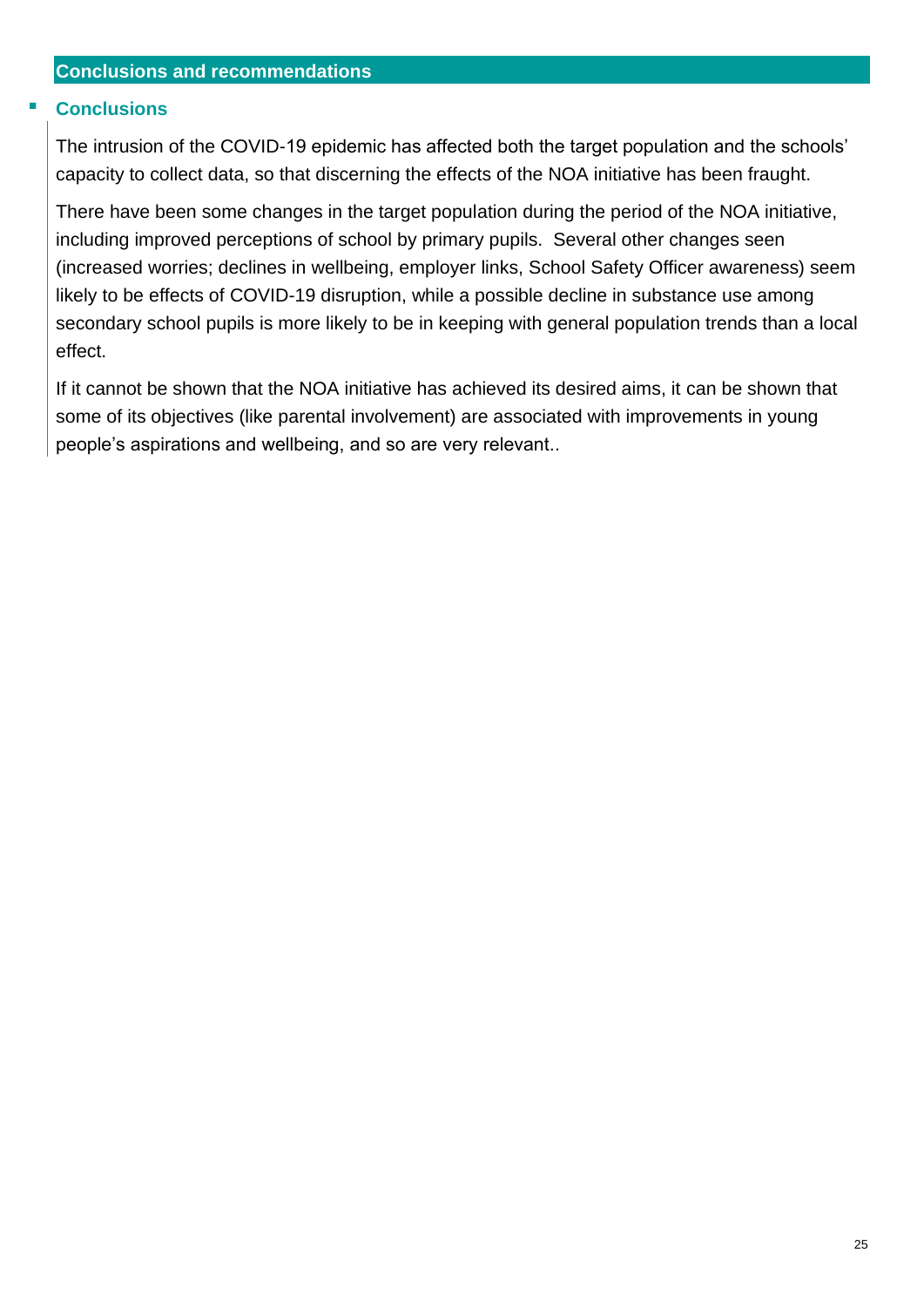## Conclusions and recommendations

### Conclusions

The intrusion of the COVID-19 epidemic has affected both the target population and the schools' capacity to collect data, so that discerning the effects of the NOA initiative has been fraught.

There have been some changes in the target population during the period of the NOA initiative, including improved perceptions of school by primary pupils. Several other changes seen (increased worries; declines in wellbeing, employer links, School Safety Officer awareness) seem likely to be effects of COVID-19 disruption, while a possible decline in substance use among secondary school pupils is more likely to be in keeping with general population trends than a local effect.

If it cannot be shown that the NOA initiative has achieved its desired aims, it can be shown that some of its objectives (like parental involvement) are associated with improvements in young people's aspirations and wellbeing, and so are very relevant..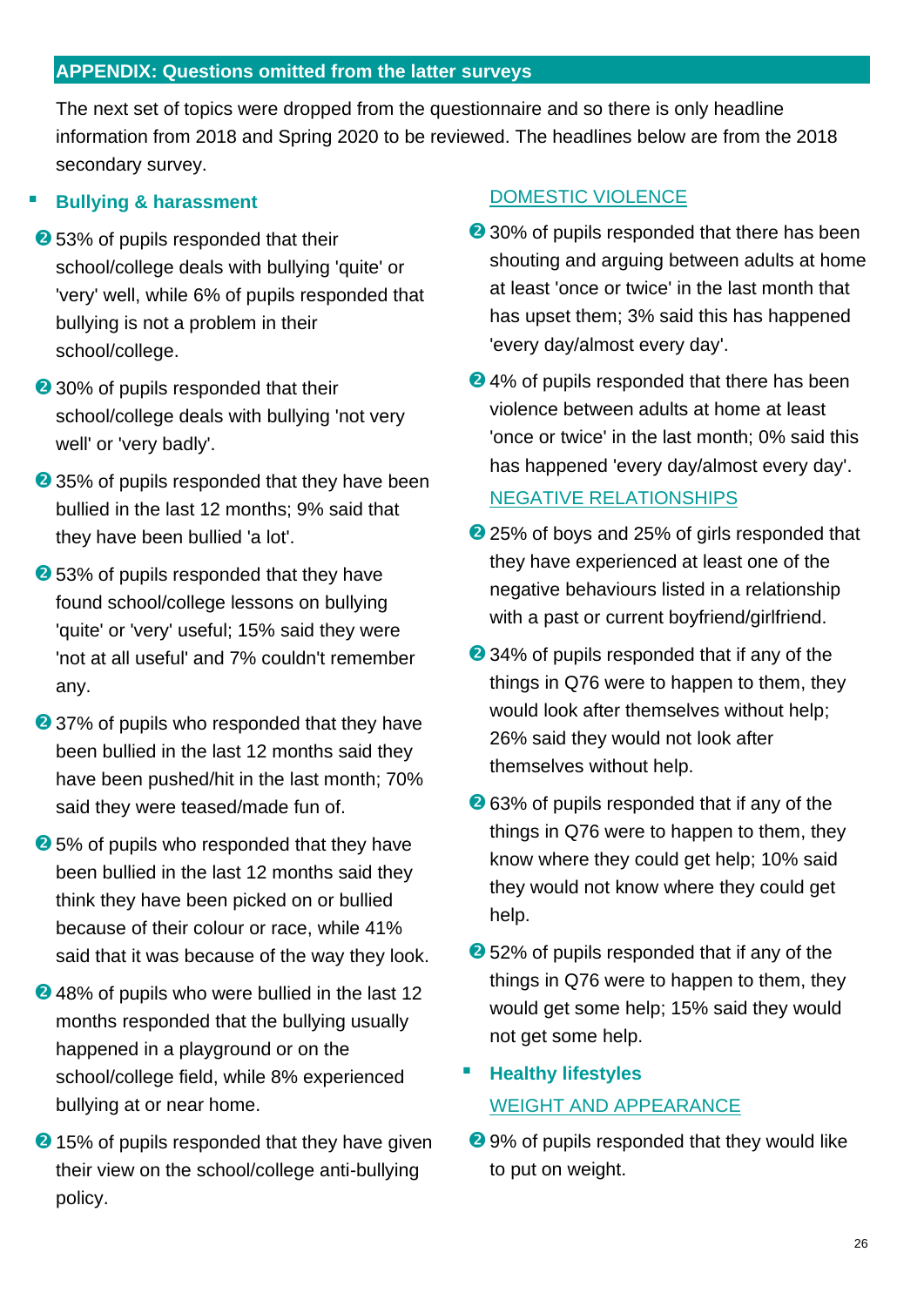## APPENDIX: Questions omitted from the latter surveys

The next set of topics were dropped from the questionnaire and so there is only headline information from 2018 and Spring 2020 to be reviewed. The headlines below are from the 2018 secondary survey.

### Bullying & harassment

- ❷ 53% of pupils responded that their school/college deals with bullying 'quite' or 'very' well, while 6% of pupils responded that bullying is not a problem in their school/college.
- ❷ 30% of pupils responded that their school/college deals with bullying 'not very well' or 'very badly'.
- ❷ 35% of pupils responded that they have been bullied in the last 12 months; 9% said that they have been bullied 'a lot'.
- ❷ 53% of pupils responded that they have found school/college lessons on bullying 'quite' or 'very' useful; 15% said they were 'not at all useful' and 7% couldn't remember any.
- ❷ 37% of pupils who responded that they have been bullied in the last 12 months said they have been pushed/hit in the last month; 70% said they were teased/made fun of.
- ❷ 5% of pupils who responded that they have been bullied in the last 12 months said they think they have been picked on or bullied because of their colour or race, while 41% said that it was because of the way they look.
- ❷ 48% of pupils who were bullied in the last 12 months responded that the bullying usually happened in a playground or on the school/college field, while 8% experienced bullying at or near home.
- ❷ 15% of pupils responded that they have given their view on the school/college anti-bullying policy.

DOMESTIC VIOLENCE

- ❷ 30% of pupils responded that there has been shouting and arguing between adults at home at least 'once or twice' in the last month that has upset them; 3% said this has happened 'every day/almost every day'.
- ❷ 4% of pupils responded that there has been violence between adults at home at least 'once or twice' in the last month; 0% said this has happened 'every day/almost every day'.

NEGATIVE RELATIONSHIPS

- ❷ 25% of boys and 25% of girls responded that they have experienced at least one of the negative behaviours listed in a relationship with a past or current boyfriend/girlfriend.
- ❷ 34% of pupils responded that if any of the things in Q76 were to happen to them, they would look after themselves without help; 26% said they would not look after themselves without help.
- ❷ 63% of pupils responded that if any of the things in Q76 were to happen to them, they know where they could get help; 10% said they would not know where they could get help.
- ❷ 52% of pupils responded that if any of the things in Q76 were to happen to them, they would get some help; 15% said they would not get some help.

### Healthy lifestyles

WEIGHT AND APPEARANCE

- ❷ 9% of pupils responded that they would like to put on weight.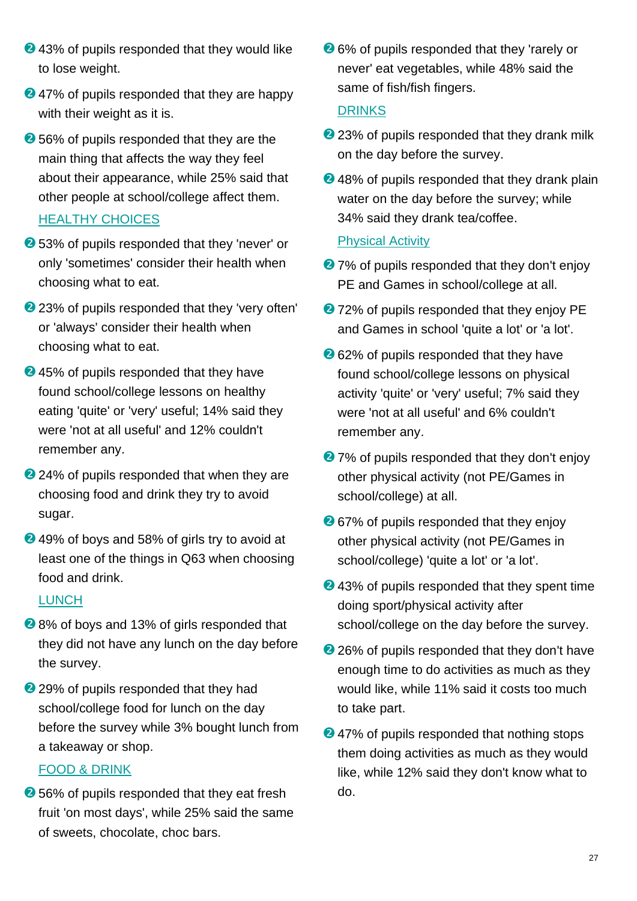- ❷ 43% of pupils responded that they would like to lose weight.
- ❷ 47% of pupils responded that they are happy with their weight as it is.
- ❷ 56% of pupils responded that they are the main thing that affects the way they feel about their appearance, while 25% said that other people at school/college affect them.

HEALTHY CHOICES

- ❷ 53% of pupils responded that they 'never' or only 'sometimes' consider their health when choosing what to eat.
- ❷ 23% of pupils responded that they 'very often' or 'always' consider their health when choosing what to eat.
- ❷ 45% of pupils responded that they have found school/college lessons on healthy eating 'quite' or 'very' useful; 14% said they were 'not at all useful' and 12% couldn't remember any.
- ❷ 24% of pupils responded that when they are choosing food and drink they try to avoid sugar.
- ❷ 49% of boys and 58% of girls try to avoid at least one of the things in Q63 when choosing food and drink.

LUNCH

- ❷ 8% of boys and 13% of girls responded that they did not have any lunch on the day before the survey.
- ❷ 29% of pupils responded that they had school/college food for lunch on the day before the survey while 3% bought lunch from a takeaway or shop.

FOOD & DRINK

- ❷ 56% of pupils responded that they eat fresh fruit 'on most days', while 25% said the same of sweets, chocolate, choc bars.
- ❷ 6% of pupils responded that they 'rarely or never' eat vegetables, while 48% said the same of fish/fish fingers.

DRINKS

- ❷ 23% of pupils responded that they drank milk on the day before the survey.
- ❷ 48% of pupils responded that they drank plain water on the day before the survey; while 34% said they drank tea/coffee.

Physical Activity

- ❷ 7% of pupils responded that they don't enjoy PE and Games in school/college at all.
- ❷ 72% of pupils responded that they enjoy PE and Games in school 'quite a lot' or 'a lot'.
- ❷ 62% of pupils responded that they have found school/college lessons on physical activity 'quite' or 'very' useful; 7% said they were 'not at all useful' and 6% couldn't remember any.
- ❷ 7% of pupils responded that they don't enjoy other physical activity (not PE/Games in school/college) at all.
- ❷ 67% of pupils responded that they enjoy other physical activity (not PE/Games in school/college) 'quite a lot' or 'a lot'.
- ❷ 43% of pupils responded that they spent time doing sport/physical activity after school/college on the day before the survey.
- ❷ 26% of pupils responded that they don't have enough time to do activities as much as they would like, while 11% said it costs too much to take part.
- ❷ 47% of pupils responded that nothing stops them doing activities as much as they would like, while 12% said they don't know what to do.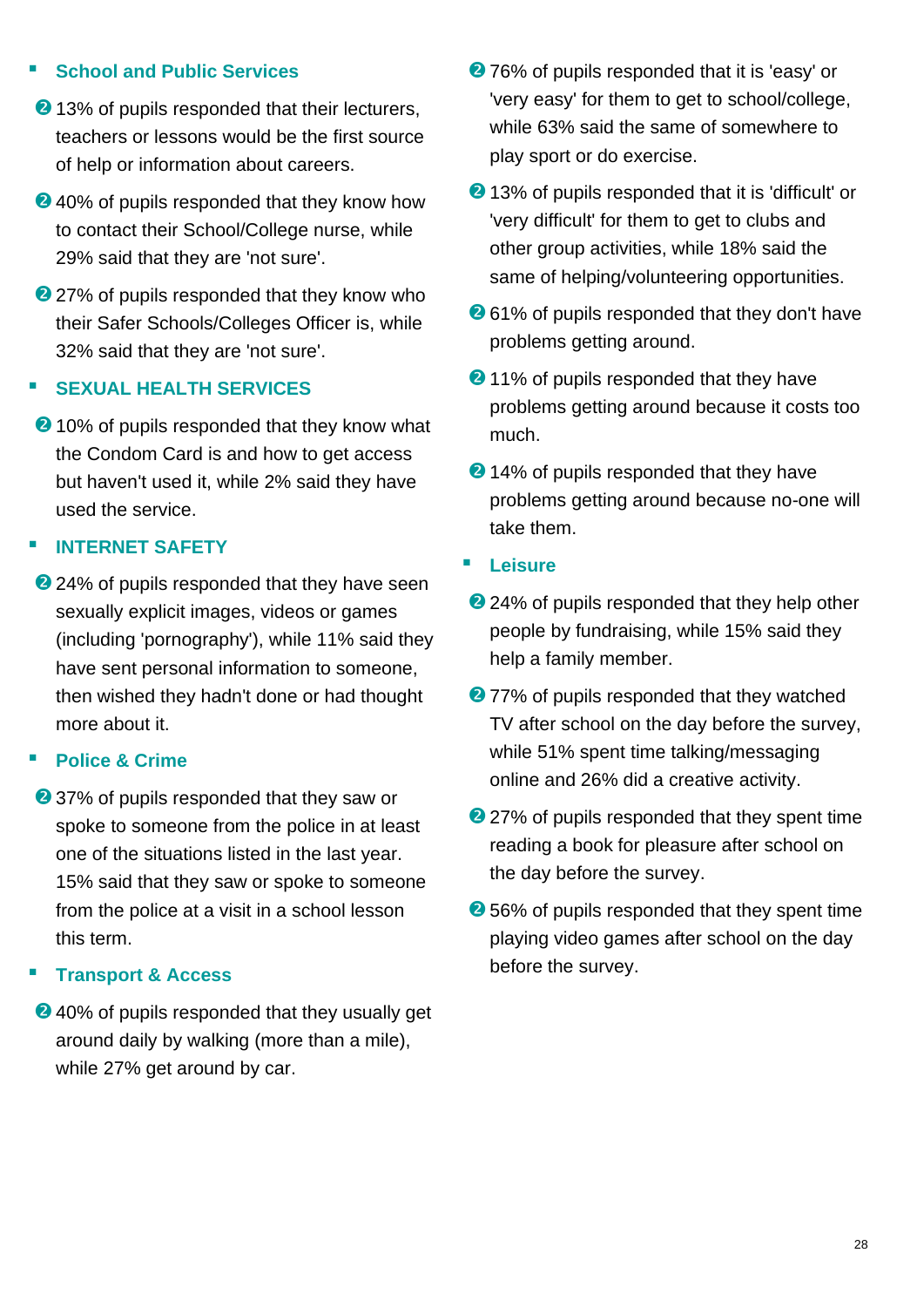- **School and Public Services**

❷ 13% of pupils responded that their lecturers, teachers or lessons would be the first source of help or information about careers.

❷ 40% of pupils responded that they know how to contact their School/College nurse, while 29% said that they are 'not sure'.

❷ 27% of pupils responded that they know who their Safer Schools/Colleges Officer is, while 32% said that they are 'not sure'.

- **SEXUAL HEALTH SERVICES**

❷ 10% of pupils responded that they know what the Condom Card is and how to get access but haven't used it, while 2% said they have used the service.

- **INTERNET SAFETY**

❷ 24% of pupils responded that they have seen sexually explicit images, videos or games (including 'pornography'), while 11% said they have sent personal information to someone, then wished they hadn't done or had thought more about it.

- **Police & Crime**

❷ 37% of pupils responded that they saw or spoke to someone from the police in at least one of the situations listed in the last year. 15% said that they saw or spoke to someone from the police at a visit in a school lesson this term.

- **Transport & Access**

❷ 40% of pupils responded that they usually get around daily by walking (more than a mile), while 27% get around by car.

❷ 76% of pupils responded that it is 'easy' or 'very easy' for them to get to school/college, while 63% said the same of somewhere to play sport or do exercise.

❷ 13% of pupils responded that it is 'difficult' or 'very difficult' for them to get to clubs and other group activities, while 18% said the same of helping/volunteering opportunities.

❷ 61% of pupils responded that they don't have problems getting around.

❷ 11% of pupils responded that they have problems getting around because it costs too much.

❷ 14% of pupils responded that they have problems getting around because no-one will take them.

- **Leisure**

❷ 24% of pupils responded that they help other people by fundraising, while 15% said they help a family member.

❷ 77% of pupils responded that they watched TV after school on the day before the survey, while 51% spent time talking/messaging online and 26% did a creative activity.

❷ 27% of pupils responded that they spent time reading a book for pleasure after school on the day before the survey.

❷ 56% of pupils responded that they spent time playing video games after school on the day before the survey.